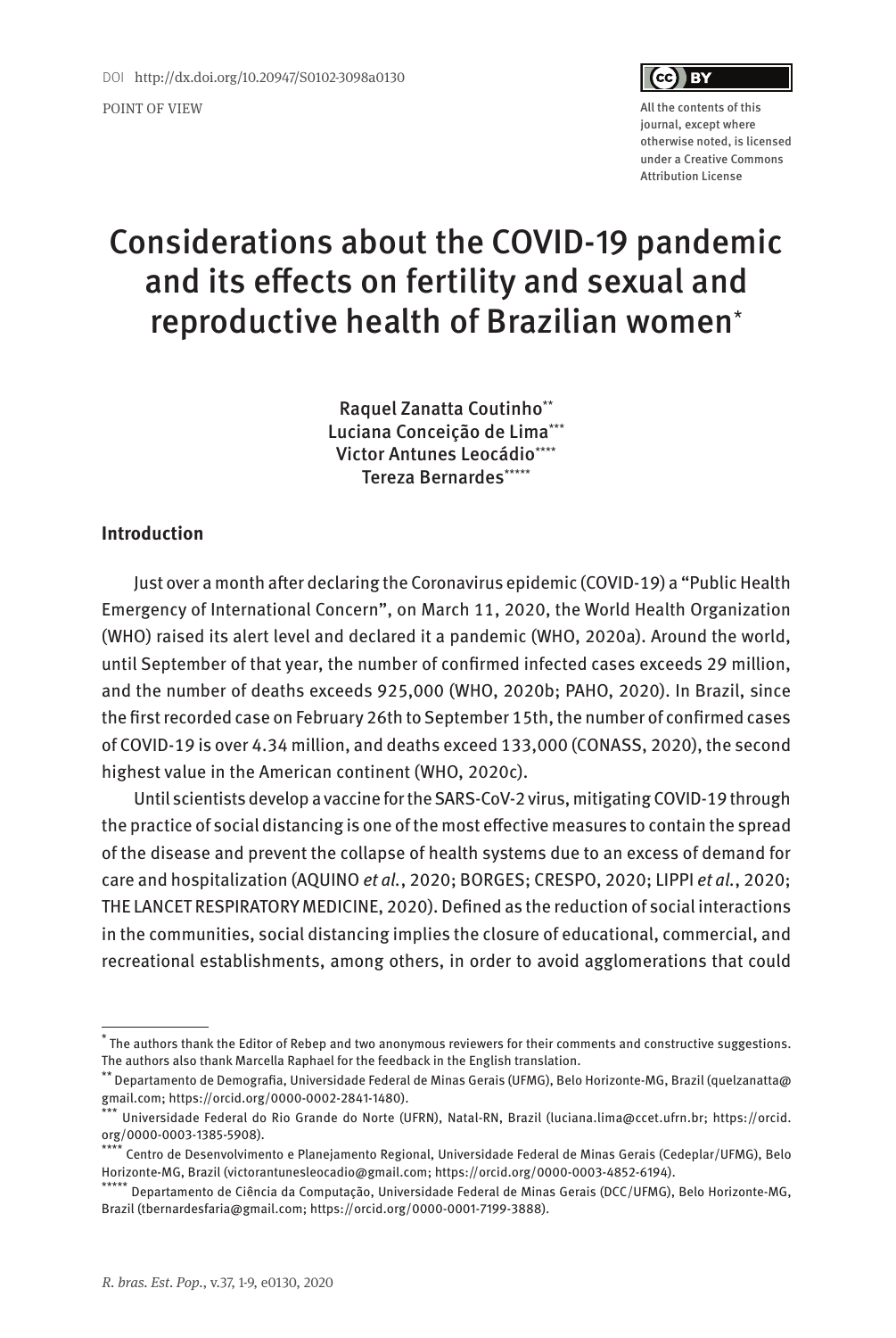DOI http://dx.doi.org/10.20947/S0102-3098a0130

POINT OF VIEW

All the contents of this journal, except where otherwise noted, is licensed under a Creative Commons Attribution License

# Considerations about the COVID-19 pandemic and its effects on fertility and sexual and reproductive health of Brazilian women*

Raquel Zanatta Coutinho**
Luciana Conceição de Lima***
Victor Antunes Leocádio****
Tereza Bernardes*****

## Introduction

Just over a month after declaring the Coronavirus epidemic (COVID-19) a "Public Health Emergency of International Concern", on March 11, 2020, the World Health Organization (WHO) raised its alert level and declared it a pandemic (WHO, 2020a). Around the world, until September of that year, the number of confirmed infected cases exceeds 29 million, and the number of deaths exceeds 925,000 (WHO, 2020b; PAHO, 2020). In Brazil, since the first recorded case on February 26th to September 15th, the number of confirmed cases of COVID-19 is over 4.34 million, and deaths exceed 133,000 (CONASS, 2020), the second highest value in the American continent (WHO, 2020c).

Until scientists develop a vaccine for the SARS-CoV-2 virus, mitigating COVID-19 through the practice of social distancing is one of the most effective measures to contain the spread of the disease and prevent the collapse of health systems due to an excess of demand for care and hospitalization (AQUINO *et al.*, 2020; BORGES; CRESPO, 2020; LIPPI *et al.*, 2020; THE LANCET RESPIRATORY MEDICINE, 2020). Defined as the reduction of social interactions in the communities, social distancing implies the closure of educational, commercial, and recreational establishments, among others, in order to avoid agglomerations that could

---

* The authors thank the Editor of Rebep and two anonymous reviewers for their comments and constructive suggestions. The authors also thank Marcella Raphael for the feedback in the English translation.

** Departamento de Demografia, Universidade Federal de Minas Gerais (UFMG), Belo Horizonte-MG, Brazil (quelzanatta@gmail.com; https://orcid.org/0000-0002-2841-1480).

*** Universidade Federal do Rio Grande do Norte (UFRN), Natal-RN, Brazil (luciana.lima@ccet.ufrn.br; https://orcid.org/0000-0003-1385-5908).

**** Centro de Desenvolvimento e Planejamento Regional, Universidade Federal de Minas Gerais (Cedeplar/UFMG), Belo Horizonte-MG, Brazil (victorantunesleocadio@gmail.com; https://orcid.org/0000-0003-4852-6194).

***** Departamento de Ciência da Computação, Universidade Federal de Minas Gerais (DCC/UFMG), Belo Horizonte-MG, Brazil (tbernardesfaria@gmail.com; https://orcid.org/0000-0001-7199-3888).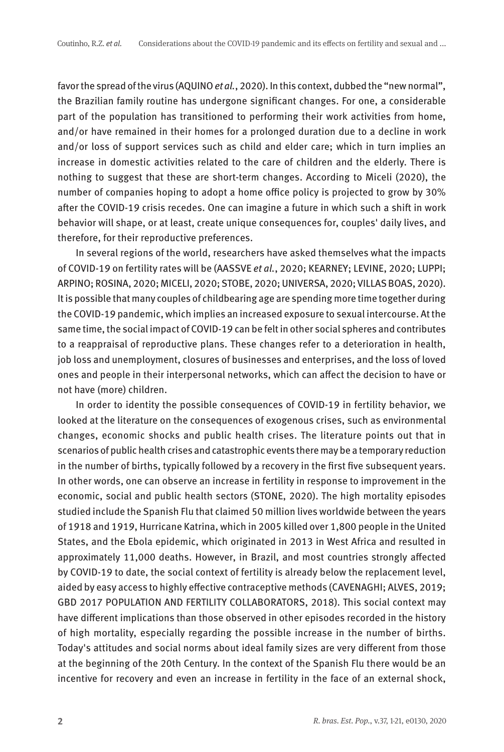favor the spread of the virus (AQUINO *et al.*, 2020). In this context, dubbed the "new normal", the Brazilian family routine has undergone significant changes. For one, a considerable part of the population has transitioned to performing their work activities from home, and/or have remained in their homes for a prolonged duration due to a decline in work and/or loss of support services such as child and elder care; which in turn implies an increase in domestic activities related to the care of children and the elderly. There is nothing to suggest that these are short-term changes. According to Miceli (2020), the number of companies hoping to adopt a home office policy is projected to grow by 30% after the COVID-19 crisis recedes. One can imagine a future in which such a shift in work behavior will shape, or at least, create unique consequences for, couples' daily lives, and therefore, for their reproductive preferences.

In several regions of the world, researchers have asked themselves what the impacts of COVID-19 on fertility rates will be (AASSVE *et al.*, 2020; KEARNEY; LEVINE, 2020; LUPPI; ARPINO; ROSINA, 2020; MICELI, 2020; STOBE, 2020; UNIVERSA, 2020; VILLAS BOAS, 2020). It is possible that many couples of childbearing age are spending more time together during the COVID-19 pandemic, which implies an increased exposure to sexual intercourse. At the same time, the social impact of COVID-19 can be felt in other social spheres and contributes to a reappraisal of reproductive plans. These changes refer to a deterioration in health, job loss and unemployment, closures of businesses and enterprises, and the loss of loved ones and people in their interpersonal networks, which can affect the decision to have or not have (more) children.

In order to identity the possible consequences of COVID-19 in fertility behavior, we looked at the literature on the consequences of exogenous crises, such as environmental changes, economic shocks and public health crises. The literature points out that in scenarios of public health crises and catastrophic events there may be a temporary reduction in the number of births, typically followed by a recovery in the first five subsequent years. In other words, one can observe an increase in fertility in response to improvement in the economic, social and public health sectors (STONE, 2020). The high mortality episodes studied include the Spanish Flu that claimed 50 million lives worldwide between the years of 1918 and 1919, Hurricane Katrina, which in 2005 killed over 1,800 people in the United States, and the Ebola epidemic, which originated in 2013 in West Africa and resulted in approximately 11,000 deaths. However, in Brazil, and most countries strongly affected by COVID-19 to date, the social context of fertility is already below the replacement level, aided by easy access to highly effective contraceptive methods (CAVENAGHI; ALVES, 2019; GBD 2017 POPULATION AND FERTILITY COLLABORATORS, 2018). This social context may have different implications than those observed in other episodes recorded in the history of high mortality, especially regarding the possible increase in the number of births. Today's attitudes and social norms about ideal family sizes are very different from those at the beginning of the 20th Century. In the context of the Spanish Flu there would be an incentive for recovery and even an increase in fertility in the face of an external shock,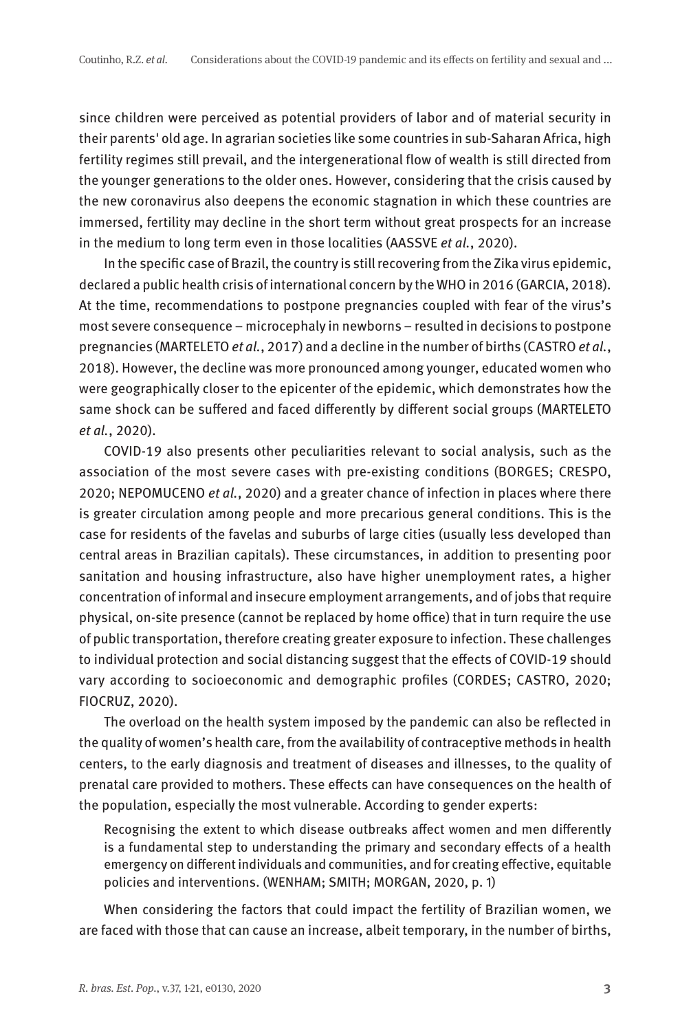since children were perceived as potential providers of labor and of material security in their parents' old age. In agrarian societies like some countries in sub-Saharan Africa, high fertility regimes still prevail, and the intergenerational flow of wealth is still directed from the younger generations to the older ones. However, considering that the crisis caused by the new coronavirus also deepens the economic stagnation in which these countries are immersed, fertility may decline in the short term without great prospects for an increase in the medium to long term even in those localities (AASSVE *et al.*, 2020).

In the specific case of Brazil, the country is still recovering from the Zika virus epidemic, declared a public health crisis of international concern by the WHO in 2016 (GARCIA, 2018). At the time, recommendations to postpone pregnancies coupled with fear of the virus's most severe consequence – microcephaly in newborns – resulted in decisions to postpone pregnancies (MARTELETO *et al.*, 2017) and a decline in the number of births (CASTRO *et al.*, 2018). However, the decline was more pronounced among younger, educated women who were geographically closer to the epicenter of the epidemic, which demonstrates how the same shock can be suffered and faced differently by different social groups (MARTELETO *et al.*, 2020).

COVID-19 also presents other peculiarities relevant to social analysis, such as the association of the most severe cases with pre-existing conditions (BORGES; CRESPO, 2020; NEPOMUCENO *et al.*, 2020) and a greater chance of infection in places where there is greater circulation among people and more precarious general conditions. This is the case for residents of the favelas and suburbs of large cities (usually less developed than central areas in Brazilian capitals). These circumstances, in addition to presenting poor sanitation and housing infrastructure, also have higher unemployment rates, a higher concentration of informal and insecure employment arrangements, and of jobs that require physical, on-site presence (cannot be replaced by home office) that in turn require the use of public transportation, therefore creating greater exposure to infection. These challenges to individual protection and social distancing suggest that the effects of COVID-19 should vary according to socioeconomic and demographic profiles (CORDES; CASTRO, 2020; FIOCRUZ, 2020).

The overload on the health system imposed by the pandemic can also be reflected in the quality of women's health care, from the availability of contraceptive methods in health centers, to the early diagnosis and treatment of diseases and illnesses, to the quality of prenatal care provided to mothers. These effects can have consequences on the health of the population, especially the most vulnerable. According to gender experts:

> Recognising the extent to which disease outbreaks affect women and men differently is a fundamental step to understanding the primary and secondary effects of a health emergency on different individuals and communities, and for creating effective, equitable policies and interventions. (WENHAM; SMITH; MORGAN, 2020, p. 1)

When considering the factors that could impact the fertility of Brazilian women, we are faced with those that can cause an increase, albeit temporary, in the number of births,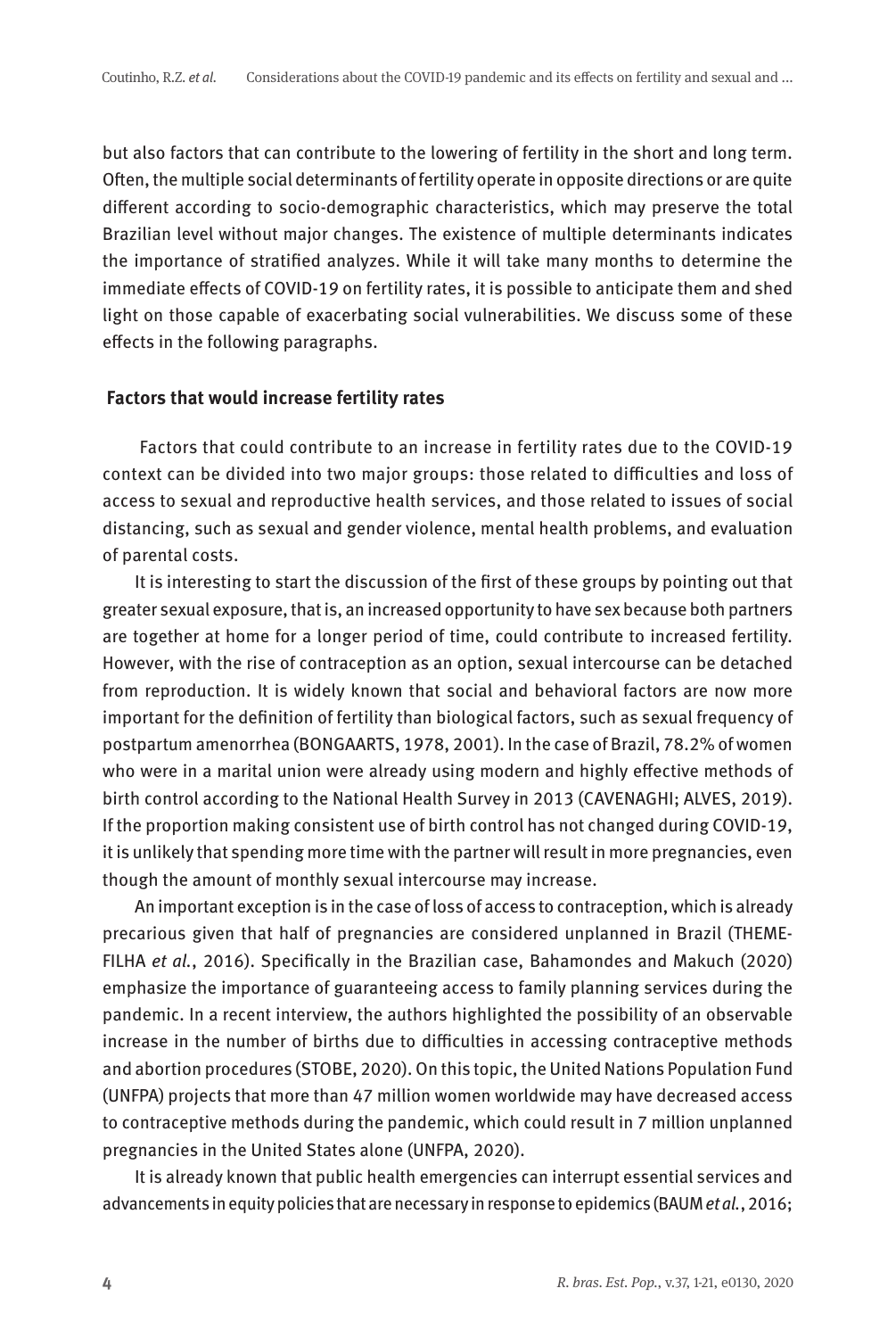but also factors that can contribute to the lowering of fertility in the short and long term. Often, the multiple social determinants of fertility operate in opposite directions or are quite different according to socio-demographic characteristics, which may preserve the total Brazilian level without major changes. The existence of multiple determinants indicates the importance of stratified analyzes. While it will take many months to determine the immediate effects of COVID-19 on fertility rates, it is possible to anticipate them and shed light on those capable of exacerbating social vulnerabilities. We discuss some of these effects in the following paragraphs.

## Factors that would increase fertility rates

Factors that could contribute to an increase in fertility rates due to the COVID-19 context can be divided into two major groups: those related to difficulties and loss of access to sexual and reproductive health services, and those related to issues of social distancing, such as sexual and gender violence, mental health problems, and evaluation of parental costs.

It is interesting to start the discussion of the first of these groups by pointing out that greater sexual exposure, that is, an increased opportunity to have sex because both partners are together at home for a longer period of time, could contribute to increased fertility. However, with the rise of contraception as an option, sexual intercourse can be detached from reproduction. It is widely known that social and behavioral factors are now more important for the definition of fertility than biological factors, such as sexual frequency of postpartum amenorrhea (BONGAARTS, 1978, 2001). In the case of Brazil, 78.2% of women who were in a marital union were already using modern and highly effective methods of birth control according to the National Health Survey in 2013 (CAVENAGHI; ALVES, 2019). If the proportion making consistent use of birth control has not changed during COVID-19, it is unlikely that spending more time with the partner will result in more pregnancies, even though the amount of monthly sexual intercourse may increase.

An important exception is in the case of loss of access to contraception, which is already precarious given that half of pregnancies are considered unplanned in Brazil (THEME-FILHA *et al.*, 2016). Specifically in the Brazilian case, Bahamondes and Makuch (2020) emphasize the importance of guaranteeing access to family planning services during the pandemic. In a recent interview, the authors highlighted the possibility of an observable increase in the number of births due to difficulties in accessing contraceptive methods and abortion procedures (STOBE, 2020). On this topic, the United Nations Population Fund (UNFPA) projects that more than 47 million women worldwide may have decreased access to contraceptive methods during the pandemic, which could result in 7 million unplanned pregnancies in the United States alone (UNFPA, 2020).

It is already known that public health emergencies can interrupt essential services and advancements in equity policies that are necessary in response to epidemics (BAUM *et al.*, 2016;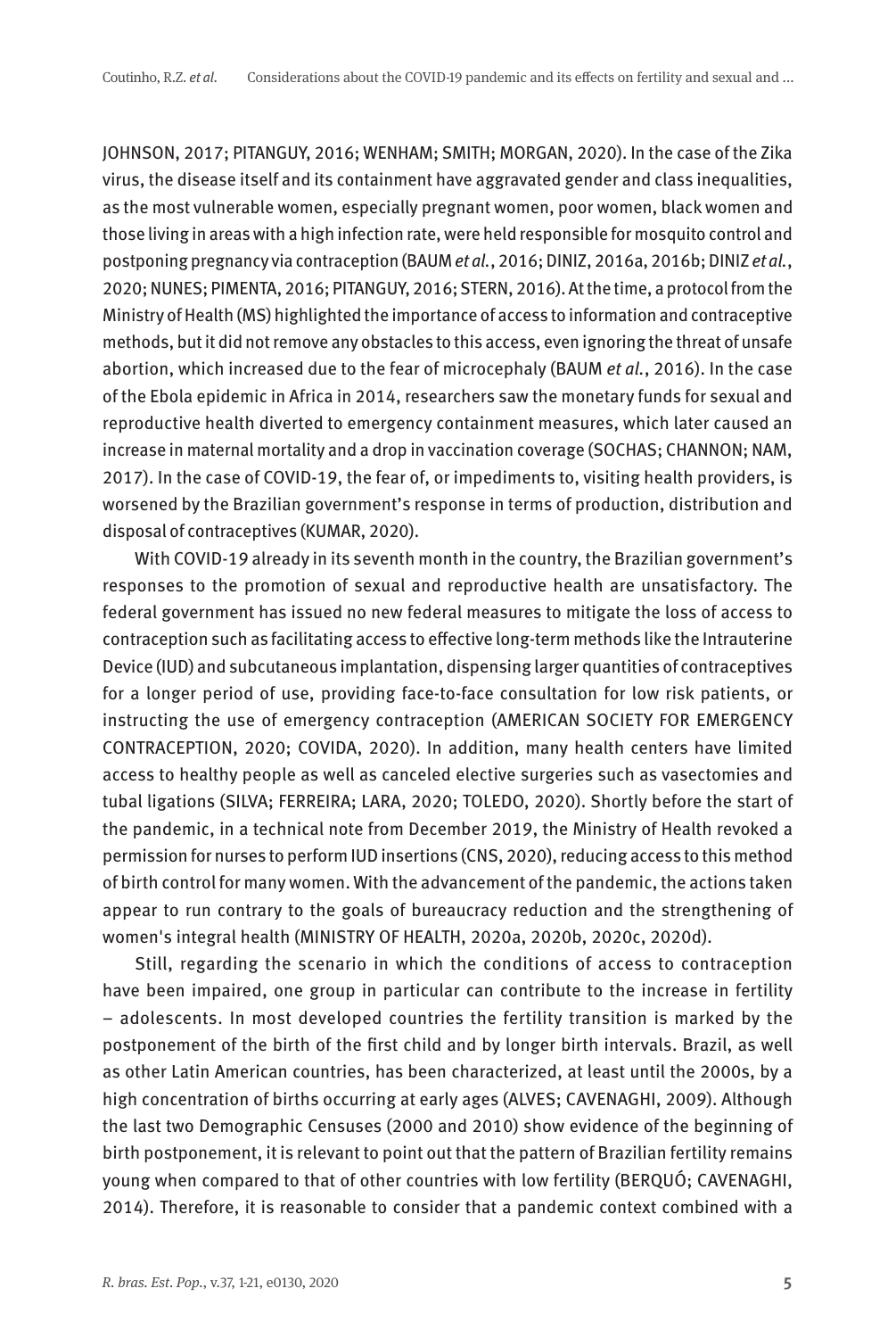JOHNSON, 2017; PITANGUY, 2016; WENHAM; SMITH; MORGAN, 2020). In the case of the Zika virus, the disease itself and its containment have aggravated gender and class inequalities, as the most vulnerable women, especially pregnant women, poor women, black women and those living in areas with a high infection rate, were held responsible for mosquito control and postponing pregnancy via contraception (BAUM *et al.*, 2016; DINIZ, 2016a, 2016b; DINIZ *et al.*, 2020; NUNES; PIMENTA, 2016; PITANGUY, 2016; STERN, 2016). At the time, a protocol from the Ministry of Health (MS) highlighted the importance of access to information and contraceptive methods, but it did not remove any obstacles to this access, even ignoring the threat of unsafe abortion, which increased due to the fear of microcephaly (BAUM *et al.*, 2016). In the case of the Ebola epidemic in Africa in 2014, researchers saw the monetary funds for sexual and reproductive health diverted to emergency containment measures, which later caused an increase in maternal mortality and a drop in vaccination coverage (SOCHAS; CHANNON; NAM, 2017). In the case of COVID-19, the fear of, or impediments to, visiting health providers, is worsened by the Brazilian government's response in terms of production, distribution and disposal of contraceptives (KUMAR, 2020).

With COVID-19 already in its seventh month in the country, the Brazilian government's responses to the promotion of sexual and reproductive health are unsatisfactory. The federal government has issued no new federal measures to mitigate the loss of access to contraception such as facilitating access to effective long-term methods like the Intrauterine Device (IUD) and subcutaneous implantation, dispensing larger quantities of contraceptives for a longer period of use, providing face-to-face consultation for low risk patients, or instructing the use of emergency contraception (AMERICAN SOCIETY FOR EMERGENCY CONTRACEPTION, 2020; COVIDA, 2020). In addition, many health centers have limited access to healthy people as well as canceled elective surgeries such as vasectomies and tubal ligations (SILVA; FERREIRA; LARA, 2020; TOLEDO, 2020). Shortly before the start of the pandemic, in a technical note from December 2019, the Ministry of Health revoked a permission for nurses to perform IUD insertions (CNS, 2020), reducing access to this method of birth control for many women. With the advancement of the pandemic, the actions taken appear to run contrary to the goals of bureaucracy reduction and the strengthening of women's integral health (MINISTRY OF HEALTH, 2020a, 2020b, 2020c, 2020d).

Still, regarding the scenario in which the conditions of access to contraception have been impaired, one group in particular can contribute to the increase in fertility – adolescents. In most developed countries the fertility transition is marked by the postponement of the birth of the first child and by longer birth intervals. Brazil, as well as other Latin American countries, has been characterized, at least until the 2000s, by a high concentration of births occurring at early ages (ALVES; CAVENAGHI, 2009). Although the last two Demographic Censuses (2000 and 2010) show evidence of the beginning of birth postponement, it is relevant to point out that the pattern of Brazilian fertility remains young when compared to that of other countries with low fertility (BERQUÓ; CAVENAGHI, 2014). Therefore, it is reasonable to consider that a pandemic context combined with a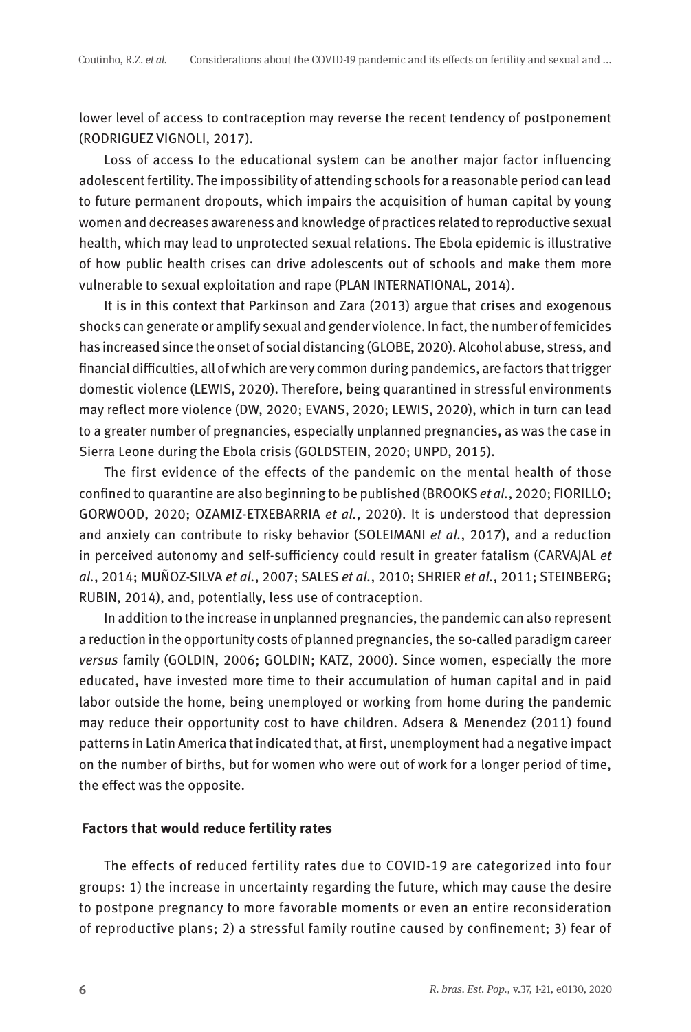lower level of access to contraception may reverse the recent tendency of postponement (RODRIGUEZ VIGNOLI, 2017).

Loss of access to the educational system can be another major factor influencing adolescent fertility. The impossibility of attending schools for a reasonable period can lead to future permanent dropouts, which impairs the acquisition of human capital by young women and decreases awareness and knowledge of practices related to reproductive sexual health, which may lead to unprotected sexual relations. The Ebola epidemic is illustrative of how public health crises can drive adolescents out of schools and make them more vulnerable to sexual exploitation and rape (PLAN INTERNATIONAL, 2014).

It is in this context that Parkinson and Zara (2013) argue that crises and exogenous shocks can generate or amplify sexual and gender violence. In fact, the number of femicides has increased since the onset of social distancing (GLOBE, 2020). Alcohol abuse, stress, and financial difficulties, all of which are very common during pandemics, are factors that trigger domestic violence (LEWIS, 2020). Therefore, being quarantined in stressful environments may reflect more violence (DW, 2020; EVANS, 2020; LEWIS, 2020), which in turn can lead to a greater number of pregnancies, especially unplanned pregnancies, as was the case in Sierra Leone during the Ebola crisis (GOLDSTEIN, 2020; UNPD, 2015).

The first evidence of the effects of the pandemic on the mental health of those confined to quarantine are also beginning to be published (BROOKS *et al.*, 2020; FIORILLO; GORWOOD, 2020; OZAMIZ-ETXEBARRIA *et al.*, 2020). It is understood that depression and anxiety can contribute to risky behavior (SOLEIMANI *et al.*, 2017), and a reduction in perceived autonomy and self-sufficiency could result in greater fatalism (CARVAJAL *et al.*, 2014; MUÑOZ-SILVA *et al.*, 2007; SALES *et al.*, 2010; SHRIER *et al.*, 2011; STEINBERG; RUBIN, 2014), and, potentially, less use of contraception.

In addition to the increase in unplanned pregnancies, the pandemic can also represent a reduction in the opportunity costs of planned pregnancies, the so-called paradigm career *versus* family (GOLDIN, 2006; GOLDIN; KATZ, 2000). Since women, especially the more educated, have invested more time to their accumulation of human capital and in paid labor outside the home, being unemployed or working from home during the pandemic may reduce their opportunity cost to have children. Adsera & Menendez (2011) found patterns in Latin America that indicated that, at first, unemployment had a negative impact on the number of births, but for women who were out of work for a longer period of time, the effect was the opposite.

### Factors that would reduce fertility rates

The effects of reduced fertility rates due to COVID-19 are categorized into four groups: 1) the increase in uncertainty regarding the future, which may cause the desire to postpone pregnancy to more favorable moments or even an entire reconsideration of reproductive plans; 2) a stressful family routine caused by confinement; 3) fear of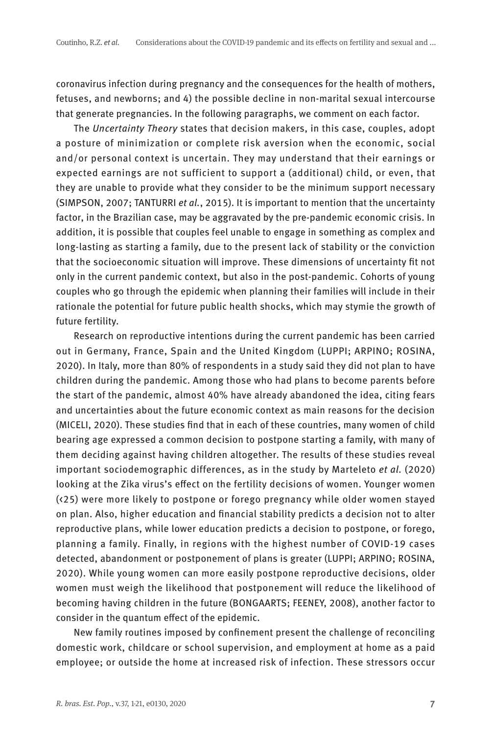coronavirus infection during pregnancy and the consequences for the health of mothers, fetuses, and newborns; and 4) the possible decline in non-marital sexual intercourse that generate pregnancies. In the following paragraphs, we comment on each factor.

The *Uncertainty Theory* states that decision makers, in this case, couples, adopt a posture of minimization or complete risk aversion when the economic, social and/or personal context is uncertain. They may understand that their earnings or expected earnings are not sufficient to support a (additional) child, or even, that they are unable to provide what they consider to be the minimum support necessary (SIMPSON, 2007; TANTURRI *et al.*, 2015). It is important to mention that the uncertainty factor, in the Brazilian case, may be aggravated by the pre-pandemic economic crisis. In addition, it is possible that couples feel unable to engage in something as complex and long-lasting as starting a family, due to the present lack of stability or the conviction that the socioeconomic situation will improve. These dimensions of uncertainty fit not only in the current pandemic context, but also in the post-pandemic. Cohorts of young couples who go through the epidemic when planning their families will include in their rationale the potential for future public health shocks, which may stymie the growth of future fertility.

Research on reproductive intentions during the current pandemic has been carried out in Germany, France, Spain and the United Kingdom (LUPPI; ARPINO; ROSINA, 2020). In Italy, more than 80% of respondents in a study said they did not plan to have children during the pandemic. Among those who had plans to become parents before the start of the pandemic, almost 40% have already abandoned the idea, citing fears and uncertainties about the future economic context as main reasons for the decision (MICELI, 2020). These studies find that in each of these countries, many women of child bearing age expressed a common decision to postpone starting a family, with many of them deciding against having children altogether. The results of these studies reveal important sociodemographic differences, as in the study by Marteleto *et al.* (2020) looking at the Zika virus's effect on the fertility decisions of women. Younger women (<25) were more likely to postpone or forego pregnancy while older women stayed on plan. Also, higher education and financial stability predicts a decision not to alter reproductive plans, while lower education predicts a decision to postpone, or forego, planning a family. Finally, in regions with the highest number of COVID-19 cases detected, abandonment or postponement of plans is greater (LUPPI; ARPINO; ROSINA, 2020). While young women can more easily postpone reproductive decisions, older women must weigh the likelihood that postponement will reduce the likelihood of becoming having children in the future (BONGAARTS; FEENEY, 2008), another factor to consider in the quantum effect of the epidemic.

New family routines imposed by confinement present the challenge of reconciling domestic work, childcare or school supervision, and employment at home as a paid employee; or outside the home at increased risk of infection. These stressors occur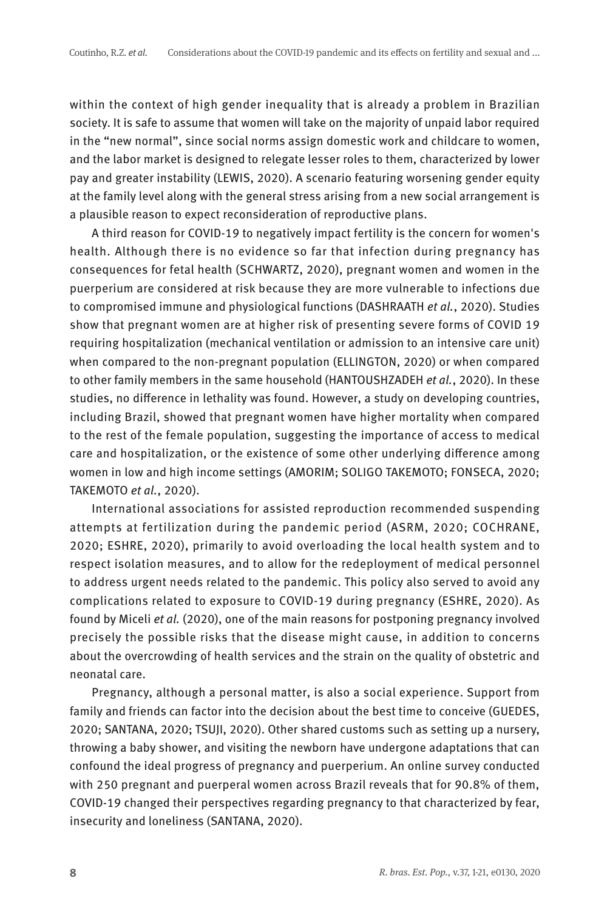within the context of high gender inequality that is already a problem in Brazilian society. It is safe to assume that women will take on the majority of unpaid labor required in the "new normal", since social norms assign domestic work and childcare to women, and the labor market is designed to relegate lesser roles to them, characterized by lower pay and greater instability (LEWIS, 2020). A scenario featuring worsening gender equity at the family level along with the general stress arising from a new social arrangement is a plausible reason to expect reconsideration of reproductive plans.

A third reason for COVID-19 to negatively impact fertility is the concern for women's health. Although there is no evidence so far that infection during pregnancy has consequences for fetal health (SCHWARTZ, 2020), pregnant women and women in the puerperium are considered at risk because they are more vulnerable to infections due to compromised immune and physiological functions (DASHRAATH *et al.*, 2020). Studies show that pregnant women are at higher risk of presenting severe forms of COVID 19 requiring hospitalization (mechanical ventilation or admission to an intensive care unit) when compared to the non-pregnant population (ELLINGTON, 2020) or when compared to other family members in the same household (HANTOUSHZADEH *et al.*, 2020). In these studies, no difference in lethality was found. However, a study on developing countries, including Brazil, showed that pregnant women have higher mortality when compared to the rest of the female population, suggesting the importance of access to medical care and hospitalization, or the existence of some other underlying difference among women in low and high income settings (AMORIM; SOLIGO TAKEMOTO; FONSECA, 2020; TAKEMOTO *et al.*, 2020).

International associations for assisted reproduction recommended suspending attempts at fertilization during the pandemic period (ASRM, 2020; COCHRANE, 2020; ESHRE, 2020), primarily to avoid overloading the local health system and to respect isolation measures, and to allow for the redeployment of medical personnel to address urgent needs related to the pandemic. This policy also served to avoid any complications related to exposure to COVID-19 during pregnancy (ESHRE, 2020). As found by Miceli *et al.* (2020), one of the main reasons for postponing pregnancy involved precisely the possible risks that the disease might cause, in addition to concerns about the overcrowding of health services and the strain on the quality of obstetric and neonatal care.

Pregnancy, although a personal matter, is also a social experience. Support from family and friends can factor into the decision about the best time to conceive (GUEDES, 2020; SANTANA, 2020; TSUJI, 2020). Other shared customs such as setting up a nursery, throwing a baby shower, and visiting the newborn have undergone adaptations that can confound the ideal progress of pregnancy and puerperium. An online survey conducted with 250 pregnant and puerperal women across Brazil reveals that for 90.8% of them, COVID-19 changed their perspectives regarding pregnancy to that characterized by fear, insecurity and loneliness (SANTANA, 2020).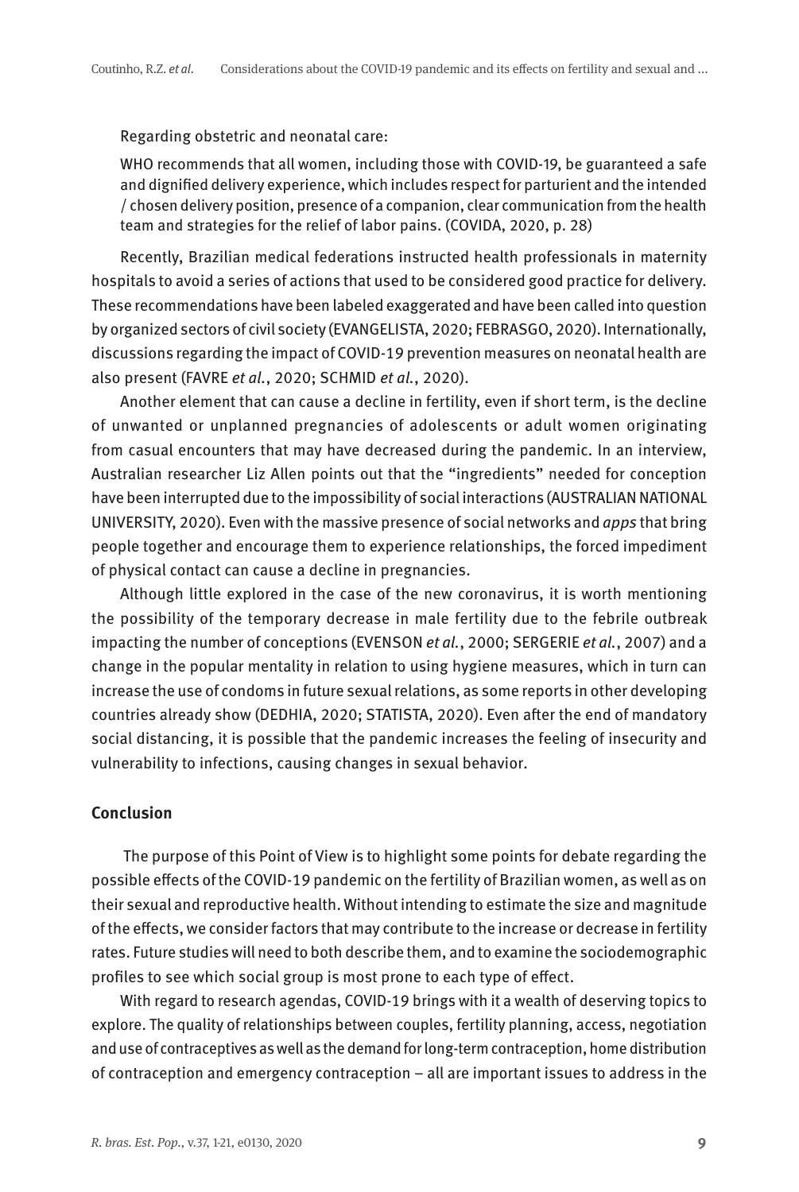Regarding obstetric and neonatal care:

> WHO recommends that all women, including those with COVID-19, be guaranteed a safe and dignified delivery experience, which includes respect for parturient and the intended / chosen delivery position, presence of a companion, clear communication from the health team and strategies for the relief of labor pains. (COVIDA, 2020, p. 28)

Recently, Brazilian medical federations instructed health professionals in maternity hospitals to avoid a series of actions that used to be considered good practice for delivery. These recommendations have been labeled exaggerated and have been called into question by organized sectors of civil society (EVANGELISTA, 2020; FEBRASGO, 2020). Internationally, discussions regarding the impact of COVID-19 prevention measures on neonatal health are also present (FAVRE *et al.*, 2020; SCHMID *et al.*, 2020).

Another element that can cause a decline in fertility, even if short term, is the decline of unwanted or unplanned pregnancies of adolescents or adult women originating from casual encounters that may have decreased during the pandemic. In an interview, Australian researcher Liz Allen points out that the "ingredients" needed for conception have been interrupted due to the impossibility of social interactions (AUSTRALIAN NATIONAL UNIVERSITY, 2020). Even with the massive presence of social networks and *apps* that bring people together and encourage them to experience relationships, the forced impediment of physical contact can cause a decline in pregnancies.

Although little explored in the case of the new coronavirus, it is worth mentioning the possibility of the temporary decrease in male fertility due to the febrile outbreak impacting the number of conceptions (EVENSON *et al.*, 2000; SERGERIE *et al.*, 2007) and a change in the popular mentality in relation to using hygiene measures, which in turn can increase the use of condoms in future sexual relations, as some reports in other developing countries already show (DEDHIA, 2020; STATISTA, 2020). Even after the end of mandatory social distancing, it is possible that the pandemic increases the feeling of insecurity and vulnerability to infections, causing changes in sexual behavior.

## Conclusion

The purpose of this Point of View is to highlight some points for debate regarding the possible effects of the COVID-19 pandemic on the fertility of Brazilian women, as well as on their sexual and reproductive health. Without intending to estimate the size and magnitude of the effects, we consider factors that may contribute to the increase or decrease in fertility rates. Future studies will need to both describe them, and to examine the sociodemographic profiles to see which social group is most prone to each type of effect.

With regard to research agendas, COVID-19 brings with it a wealth of deserving topics to explore. The quality of relationships between couples, fertility planning, access, negotiation and use of contraceptives as well as the demand for long-term contraception, home distribution of contraception and emergency contraception – all are important issues to address in the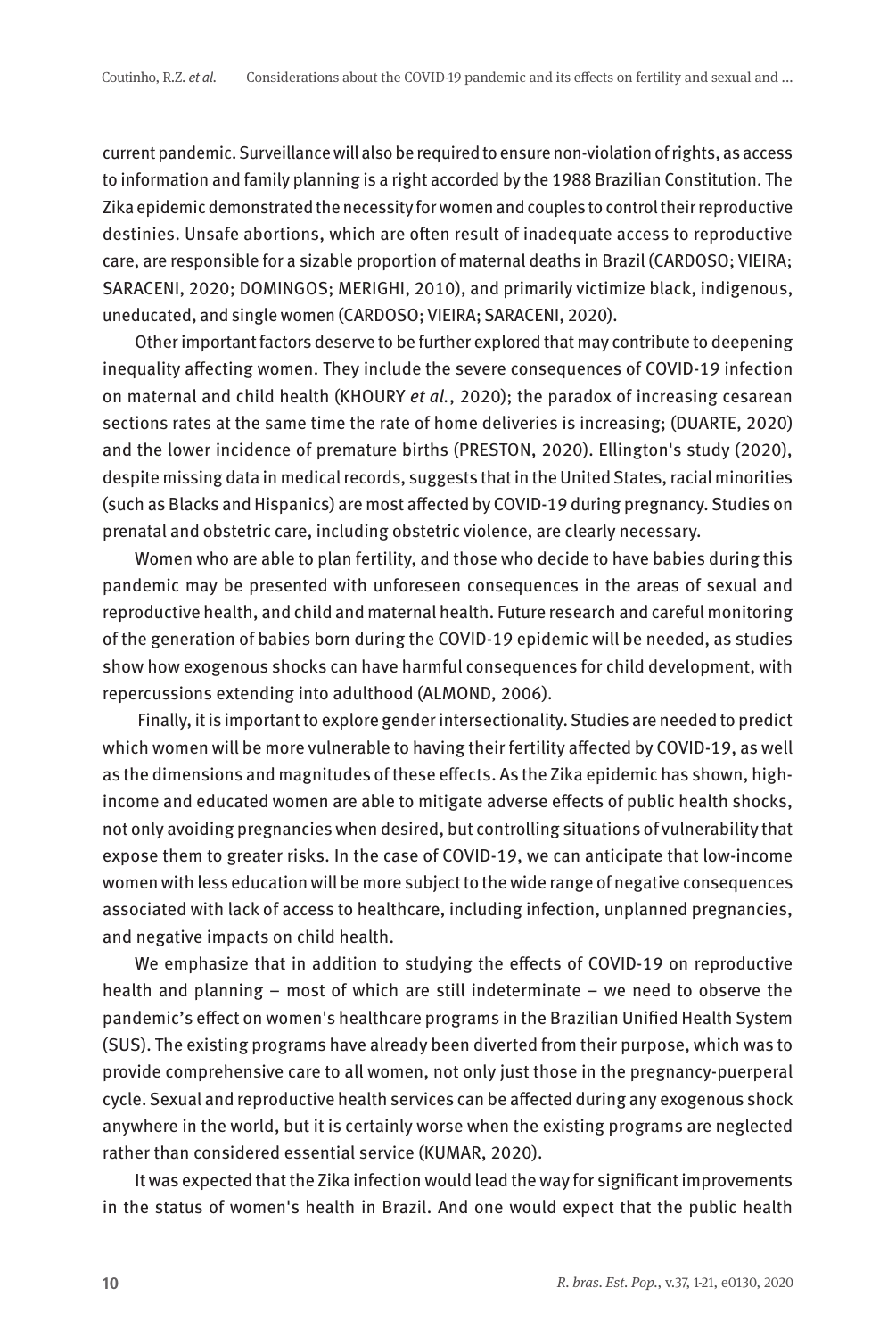current pandemic. Surveillance will also be required to ensure non-violation of rights, as access to information and family planning is a right accorded by the 1988 Brazilian Constitution. The Zika epidemic demonstrated the necessity for women and couples to control their reproductive destinies. Unsafe abortions, which are often result of inadequate access to reproductive care, are responsible for a sizable proportion of maternal deaths in Brazil (CARDOSO; VIEIRA; SARACENI, 2020; DOMINGOS; MERIGHI, 2010), and primarily victimize black, indigenous, uneducated, and single women (CARDOSO; VIEIRA; SARACENI, 2020).

Other important factors deserve to be further explored that may contribute to deepening inequality affecting women. They include the severe consequences of COVID-19 infection on maternal and child health (KHOURY *et al.*, 2020); the paradox of increasing cesarean sections rates at the same time the rate of home deliveries is increasing; (DUARTE, 2020) and the lower incidence of premature births (PRESTON, 2020). Ellington's study (2020), despite missing data in medical records, suggests that in the United States, racial minorities (such as Blacks and Hispanics) are most affected by COVID-19 during pregnancy. Studies on prenatal and obstetric care, including obstetric violence, are clearly necessary.

Women who are able to plan fertility, and those who decide to have babies during this pandemic may be presented with unforeseen consequences in the areas of sexual and reproductive health, and child and maternal health. Future research and careful monitoring of the generation of babies born during the COVID-19 epidemic will be needed, as studies show how exogenous shocks can have harmful consequences for child development, with repercussions extending into adulthood (ALMOND, 2006).

Finally, it is important to explore gender intersectionality. Studies are needed to predict which women will be more vulnerable to having their fertility affected by COVID-19, as well as the dimensions and magnitudes of these effects. As the Zika epidemic has shown, high-income and educated women are able to mitigate adverse effects of public health shocks, not only avoiding pregnancies when desired, but controlling situations of vulnerability that expose them to greater risks. In the case of COVID-19, we can anticipate that low-income women with less education will be more subject to the wide range of negative consequences associated with lack of access to healthcare, including infection, unplanned pregnancies, and negative impacts on child health.

We emphasize that in addition to studying the effects of COVID-19 on reproductive health and planning – most of which are still indeterminate – we need to observe the pandemic's effect on women's healthcare programs in the Brazilian Unified Health System (SUS). The existing programs have already been diverted from their purpose, which was to provide comprehensive care to all women, not only just those in the pregnancy-puerperal cycle. Sexual and reproductive health services can be affected during any exogenous shock anywhere in the world, but it is certainly worse when the existing programs are neglected rather than considered essential service (KUMAR, 2020).

It was expected that the Zika infection would lead the way for significant improvements in the status of women's health in Brazil. And one would expect that the public health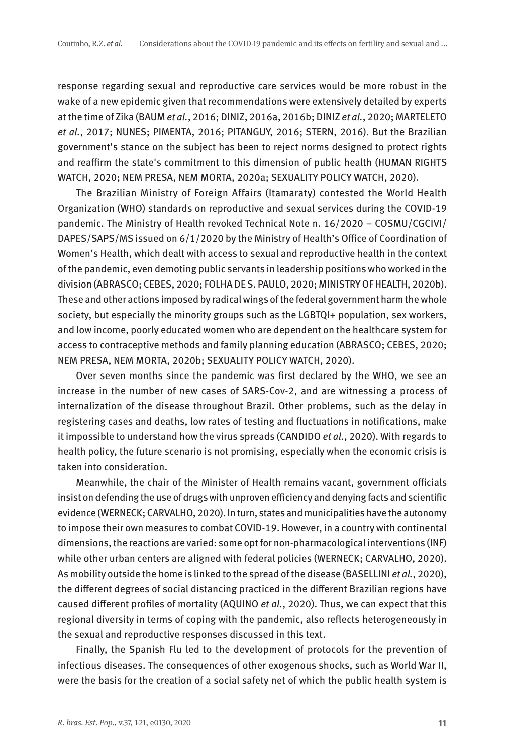response regarding sexual and reproductive care services would be more robust in the wake of a new epidemic given that recommendations were extensively detailed by experts at the time of Zika (BAUM *et al.*, 2016; DINIZ, 2016a, 2016b; DINIZ *et al.*, 2020; MARTELETO *et al.*, 2017; NUNES; PIMENTA, 2016; PITANGUY, 2016; STERN, 2016). But the Brazilian government's stance on the subject has been to reject norms designed to protect rights and reaffirm the state's commitment to this dimension of public health (HUMAN RIGHTS WATCH, 2020; NEM PRESA, NEM MORTA, 2020a; SEXUALITY POLICY WATCH, 2020).

The Brazilian Ministry of Foreign Affairs (Itamaraty) contested the World Health Organization (WHO) standards on reproductive and sexual services during the COVID-19 pandemic. The Ministry of Health revoked Technical Note n. 16/2020 – COSMU/CGCIVI/DAPES/SAPS/MS issued on 6/1/2020 by the Ministry of Health's Office of Coordination of Women's Health, which dealt with access to sexual and reproductive health in the context of the pandemic, even demoting public servants in leadership positions who worked in the division (ABRASCO; CEBES, 2020; FOLHA DE S. PAULO, 2020; MINISTRY OF HEALTH, 2020b). These and other actions imposed by radical wings of the federal government harm the whole society, but especially the minority groups such as the LGBTQI+ population, sex workers, and low income, poorly educated women who are dependent on the healthcare system for access to contraceptive methods and family planning education (ABRASCO; CEBES, 2020; NEM PRESA, NEM MORTA, 2020b; SEXUALITY POLICY WATCH, 2020).

Over seven months since the pandemic was first declared by the WHO, we see an increase in the number of new cases of SARS-Cov-2, and are witnessing a process of internalization of the disease throughout Brazil. Other problems, such as the delay in registering cases and deaths, low rates of testing and fluctuations in notifications, make it impossible to understand how the virus spreads (CANDIDO *et al.*, 2020). With regards to health policy, the future scenario is not promising, especially when the economic crisis is taken into consideration.

Meanwhile, the chair of the Minister of Health remains vacant, government officials insist on defending the use of drugs with unproven efficiency and denying facts and scientific evidence (WERNECK; CARVALHO, 2020). In turn, states and municipalities have the autonomy to impose their own measures to combat COVID-19. However, in a country with continental dimensions, the reactions are varied: some opt for non-pharmacological interventions (INF) while other urban centers are aligned with federal policies (WERNECK; CARVALHO, 2020). As mobility outside the home is linked to the spread of the disease (BASELLINI *et al.*, 2020), the different degrees of social distancing practiced in the different Brazilian regions have caused different profiles of mortality (AQUINO *et al.*, 2020). Thus, we can expect that this regional diversity in terms of coping with the pandemic, also reflects heterogeneously in the sexual and reproductive responses discussed in this text.

Finally, the Spanish Flu led to the development of protocols for the prevention of infectious diseases. The consequences of other exogenous shocks, such as World War II, were the basis for the creation of a social safety net of which the public health system is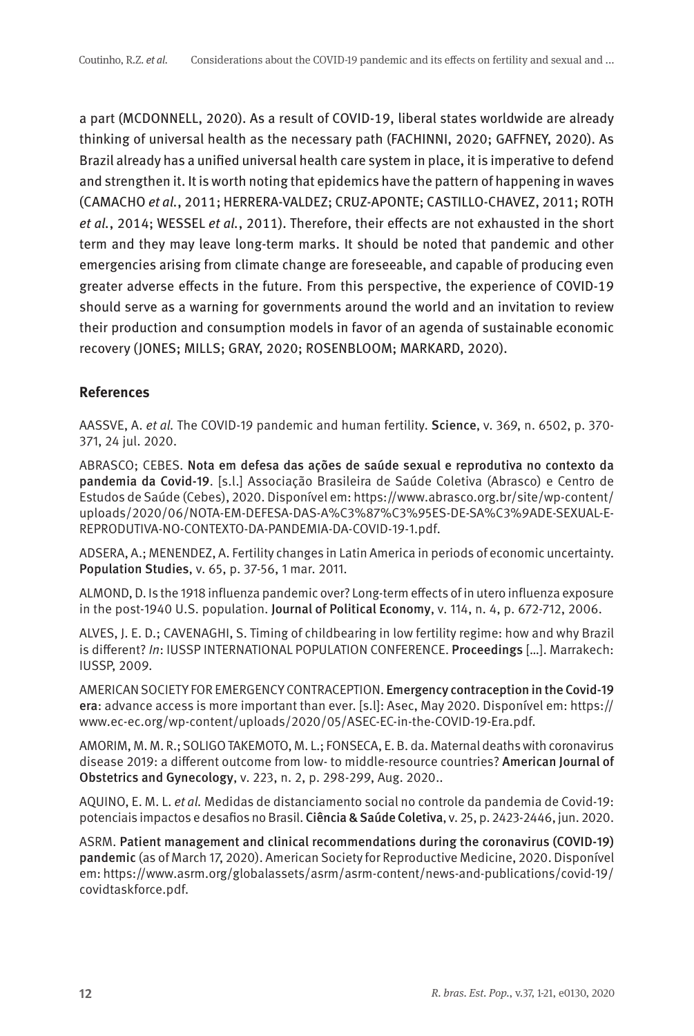a part (MCDONNELL, 2020). As a result of COVID-19, liberal states worldwide are already thinking of universal health as the necessary path (FACHINNI, 2020; GAFFNEY, 2020). As Brazil already has a unified universal health care system in place, it is imperative to defend and strengthen it. It is worth noting that epidemics have the pattern of happening in waves (CAMACHO *et al.*, 2011; HERRERA-VALDEZ; CRUZ-APONTE; CASTILLO-CHAVEZ, 2011; ROTH *et al.*, 2014; WESSEL *et al.*, 2011). Therefore, their effects are not exhausted in the short term and they may leave long-term marks. It should be noted that pandemic and other emergencies arising from climate change are foreseeable, and capable of producing even greater adverse effects in the future. From this perspective, the experience of COVID-19 should serve as a warning for governments around the world and an invitation to review their production and consumption models in favor of an agenda of sustainable economic recovery (JONES; MILLS; GRAY, 2020; ROSENBLOOM; MARKARD, 2020).

## References

AASSVE, A. *et al.* The COVID-19 pandemic and human fertility. **Science**, v. 369, n. 6502, p. 370-371, 24 jul. 2020.

ABRASCO; CEBES. **Nota em defesa das ações de saúde sexual e reprodutiva no contexto da pandemia da Covid-19**. [s.l.] Associação Brasileira de Saúde Coletiva (Abrasco) e Centro de Estudos de Saúde (Cebes), 2020. Disponível em: https://www.abrasco.org.br/site/wp-content/uploads/2020/06/NOTA-EM-DEFESA-DAS-A%C3%87%C3%95ES-DE-SA%C3%9ADE-SEXUAL-E-REPRODUTIVA-NO-CONTEXTO-DA-PANDEMIA-DA-COVID-19-1.pdf.

ADSERA, A.; MENENDEZ, A. Fertility changes in Latin America in periods of economic uncertainty. **Population Studies**, v. 65, p. 37-56, 1 mar. 2011.

ALMOND, D. Is the 1918 influenza pandemic over? Long-term effects of in utero influenza exposure in the post-1940 U.S. population. **Journal of Political Economy**, v. 114, n. 4, p. 672-712, 2006.

ALVES, J. E. D.; CAVENAGHI, S. Timing of childbearing in low fertility regime: how and why Brazil is different? *In*: IUSSP INTERNATIONAL POPULATION CONFERENCE. **Proceedings** [...]. Marrakech: IUSSP, 2009.

AMERICAN SOCIETY FOR EMERGENCY CONTRACEPTION. **Emergency contraception in the Covid-19 era**: advance access is more important than ever. [s.l]: Asec, May 2020. Disponível em: https://www.ec-ec.org/wp-content/uploads/2020/05/ASEC-EC-in-the-COVID-19-Era.pdf.

AMORIM, M. M. R.; SOLIGO TAKEMOTO, M. L.; FONSECA, E. B. da. Maternal deaths with coronavirus disease 2019: a different outcome from low- to middle-resource countries? **American Journal of Obstetrics and Gynecology**, v. 223, n. 2, p. 298-299, Aug. 2020..

AQUINO, E. M. L. *et al.* Medidas de distanciamento social no controle da pandemia de Covid-19: potenciais impactos e desafios no Brasil. **Ciência & Saúde Coletiva**, v. 25, p. 2423-2446, jun. 2020.

ASRM. **Patient management and clinical recommendations during the coronavirus (COVID-19) pandemic** (as of March 17, 2020). American Society for Reproductive Medicine, 2020. Disponível em: https://www.asrm.org/globalassets/asrm/asrm-content/news-and-publications/covid-19/covidtaskforce.pdf.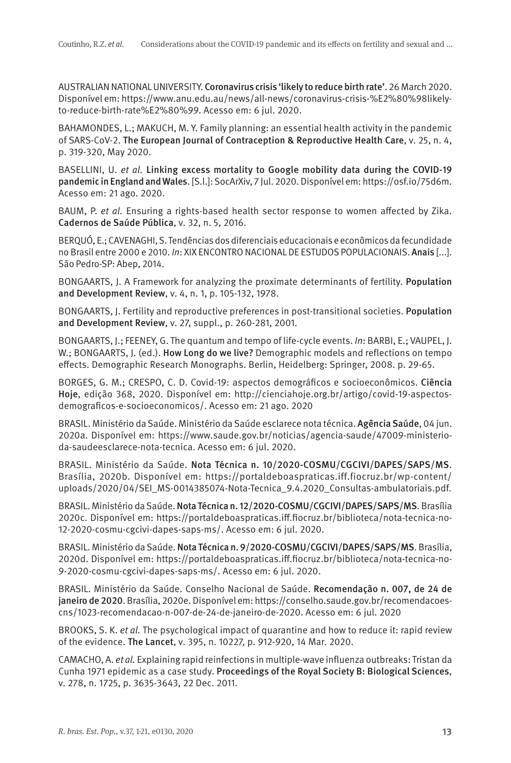AUSTRALIAN NATIONAL UNIVERSITY. **Coronavirus crisis 'likely to reduce birth rate'**. 26 March 2020. Disponível em: https://www.anu.edu.au/news/all-news/coronavirus-crisis-%E2%80%98likely-to-reduce-birth-rate%E2%80%99. Acesso em: 6 jul. 2020.

BAHAMONDES, L.; MAKUCH, M. Y. Family planning: an essential health activity in the pandemic of SARS-CoV-2. **The European Journal of Contraception & Reproductive Health Care**, v. 25, n. 4, p. 319-320, May 2020.

BASELLINI, U. *et al*. **Linking excess mortality to Google mobility data during the COVID-19 pandemic in England and Wales**. [S.l.]: SocArXiv, 7 Jul. 2020. Disponível em: https://osf.io/75d6m. Acesso em: 21 ago. 2020.

BAUM, P. *et al*. Ensuring a rights-based health sector response to women affected by Zika. **Cadernos de Saúde Pública**, v. 32, n. 5, 2016.

BERQUÓ, E.; CAVENAGHI, S. Tendências dos diferenciais educacionais e econômicos da fecundidade no Brasil entre 2000 e 2010. *In*: XIX ENCONTRO NACIONAL DE ESTUDOS POPULACIONAIS. **Anais** [...]. São Pedro-SP: Abep, 2014.

BONGAARTS, J. A Framework for analyzing the proximate determinants of fertility. **Population and Development Review**, v. 4, n. 1, p. 105-132, 1978.

BONGAARTS, J. Fertility and reproductive preferences in post-transitional societies. **Population and Development Review**, v. 27, suppl., p. 260-281, 2001.

BONGAARTS, J.; FEENEY, G. The quantum and tempo of life-cycle events. *In*: BARBI, E.; VAUPEL, J. W.; BONGAARTS, J. (ed.). **How Long do we live?** Demographic models and reflections on tempo effects. Demographic Research Monographs. Berlin, Heidelberg: Springer, 2008. p. 29-65.

BORGES, G. M.; CRESPO, C. D. Covid-19: aspectos demográficos e socioeconômicos. **Ciência Hoje**, edição 368, 2020. Disponível em: http://cienciahoje.org.br/artigo/covid-19-aspectos-demograficos-e-socioeconomicos/. Acesso em: 21 ago. 2020

BRASIL. Ministério da Saúde. Ministério da Saúde esclarece nota técnica. **Agência Saúde**, 04 jun. 2020a. Disponível em: https://www.saude.gov.br/noticias/agencia-saude/47009-ministerio-da-saudeesclarece-nota-tecnica. Acesso em: 6 jul. 2020.

BRASIL. Ministério da Saúde. **Nota Técnica n. 10/2020-COSMU/CGCIVI/DAPES/SAPS/MS**. Brasília, 2020b. Disponível em: https://portaldeboaspraticas.iff.fiocruz.br/wp-content/uploads/2020/04/SEI_MS-0014385074-Nota-Tecnica_9.4.2020_Consultas-ambulatoriais.pdf.

BRASIL. Ministério da Saúde. **Nota Técnica n. 12/2020-COSMU/CGCIVI/DAPES/SAPS/MS**. Brasília 2020c. Disponível em: https://portaldeboaspraticas.iff.fiocruz.br/biblioteca/nota-tecnica-no-12-2020-cosmu-cgcivi-dapes-saps-ms/. Acesso em: 6 jul. 2020.

BRASIL. Ministério da Saúde. **Nota Técnica n. 9/2020-COSMU/CGCIVI/DAPES/SAPS/MS**. Brasília, 2020d. Disponível em: https://portaldeboaspraticas.iff.fiocruz.br/biblioteca/nota-tecnica-no-9-2020-cosmu-cgcivi-dapes-saps-ms/. Acesso em: 6 jul. 2020.

BRASIL. Ministério da Saúde. Conselho Nacional de Saúde. **Recomendação n. 007, de 24 de janeiro de 2020**. Brasília, 2020e. Disponível em: https://conselho.saude.gov.br/recomendacoes-cns/1023-recomendacao-n-007-de-24-de-janeiro-de-2020. Acesso em: 6 jul. 2020

BROOKS, S. K. *et al*. The psychological impact of quarantine and how to reduce it: rapid review of the evidence. **The Lancet**, v. 395, n. 10227, p. 912-920, 14 Mar. 2020.

CAMACHO, A. *et al*. Explaining rapid reinfections in multiple-wave influenza outbreaks: Tristan da Cunha 1971 epidemic as a case study. **Proceedings of the Royal Society B: Biological Sciences**, v. 278, n. 1725, p. 3635-3643, 22 Dec. 2011.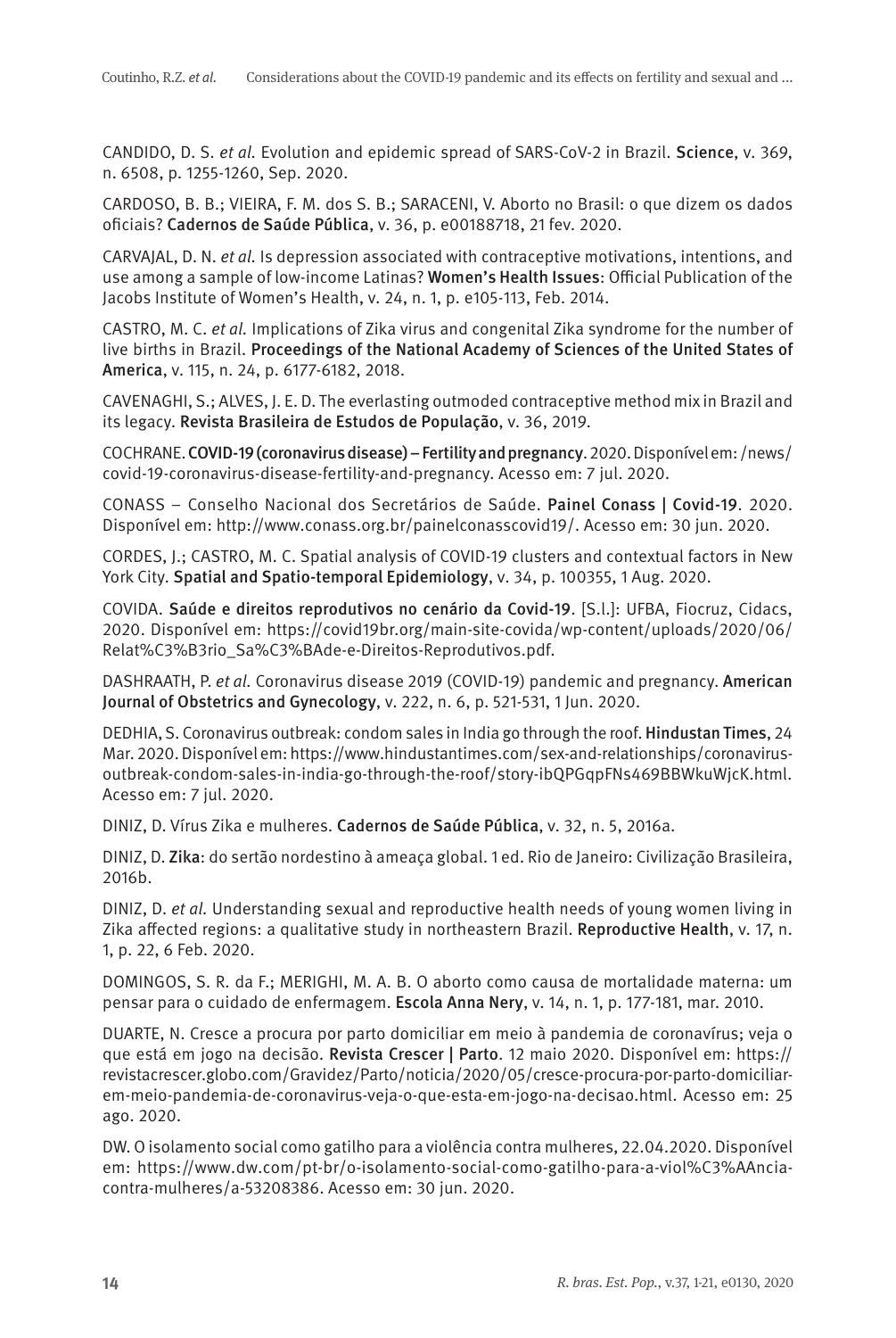CANDIDO, D. S. *et al.* Evolution and epidemic spread of SARS-CoV-2 in Brazil. **Science**, v. 369, n. 6508, p. 1255-1260, Sep. 2020.

CARDOSO, B. B.; VIEIRA, F. M. dos S. B.; SARACENI, V. Aborto no Brasil: o que dizem os dados oficiais? **Cadernos de Saúde Pública**, v. 36, p. e00188718, 21 fev. 2020.

CARVAJAL, D. N. *et al.* Is depression associated with contraceptive motivations, intentions, and use among a sample of low-income Latinas? **Women's Health Issues**: Official Publication of the Jacobs Institute of Women's Health, v. 24, n. 1, p. e105-113, Feb. 2014.

CASTRO, M. C. *et al.* Implications of Zika virus and congenital Zika syndrome for the number of live births in Brazil. **Proceedings of the National Academy of Sciences of the United States of America**, v. 115, n. 24, p. 6177-6182, 2018.

CAVENAGHI, S.; ALVES, J. E. D. The everlasting outmoded contraceptive method mix in Brazil and its legacy. **Revista Brasileira de Estudos de População**, v. 36, 2019.

COCHRANE. **COVID-19 (coronavirus disease) – Fertility and pregnancy**. 2020. Disponível em: /news/covid-19-coronavirus-disease-fertility-and-pregnancy. Acesso em: 7 jul. 2020.

CONASS – Conselho Nacional dos Secretários de Saúde. **Painel Conass | Covid-19**. 2020. Disponível em: http://www.conass.org.br/painelconasscovid19/. Acesso em: 30 jun. 2020.

CORDES, J.; CASTRO, M. C. Spatial analysis of COVID-19 clusters and contextual factors in New York City. **Spatial and Spatio-temporal Epidemiology**, v. 34, p. 100355, 1 Aug. 2020.

COVIDA. **Saúde e direitos reprodutivos no cenário da Covid-19**. [S.l.]: UFBA, Fiocruz, Cidacs, 2020. Disponível em: https://covid19br.org/main-site-covida/wp-content/uploads/2020/06/Relat%C3%B3rio_Sa%C3%BAde-e-Direitos-Reprodutivos.pdf.

DASHRAATH, P. *et al.* Coronavirus disease 2019 (COVID-19) pandemic and pregnancy. **American Journal of Obstetrics and Gynecology**, v. 222, n. 6, p. 521-531, 1 Jun. 2020.

DEDHIA, S. Coronavirus outbreak: condom sales in India go through the roof. **Hindustan Times**, 24 Mar. 2020. Disponível em: https://www.hindustantimes.com/sex-and-relationships/coronavirus-outbreak-condom-sales-in-india-go-through-the-roof/story-ibQPGqpFNs469BBWkuWjcK.html. Acesso em: 7 jul. 2020.

DINIZ, D. Vírus Zika e mulheres. **Cadernos de Saúde Pública**, v. 32, n. 5, 2016a.

DINIZ, D. **Zika**: do sertão nordestino à ameaça global. 1 ed. Rio de Janeiro: Civilização Brasileira, 2016b.

DINIZ, D. *et al.* Understanding sexual and reproductive health needs of young women living in Zika affected regions: a qualitative study in northeastern Brazil. **Reproductive Health**, v. 17, n. 1, p. 22, 6 Feb. 2020.

DOMINGOS, S. R. da F.; MERIGHI, M. A. B. O aborto como causa de mortalidade materna: um pensar para o cuidado de enfermagem. **Escola Anna Nery**, v. 14, n. 1, p. 177-181, mar. 2010.

DUARTE, N. Cresce a procura por parto domiciliar em meio à pandemia de coronavírus; veja o que está em jogo na decisão. **Revista Crescer | Parto**. 12 maio 2020. Disponível em: https://revistacrescer.globo.com/Gravidez/Parto/noticia/2020/05/cresce-procura-por-parto-domiciliar-em-meio-pandemia-de-coronavirus-veja-o-que-esta-em-jogo-na-decisao.html. Acesso em: 25 ago. 2020.

DW. O isolamento social como gatilho para a violência contra mulheres, 22.04.2020. Disponível em: https://www.dw.com/pt-br/o-isolamento-social-como-gatilho-para-a-viol%C3%AAncia-contra-mulheres/a-53208386. Acesso em: 30 jun. 2020.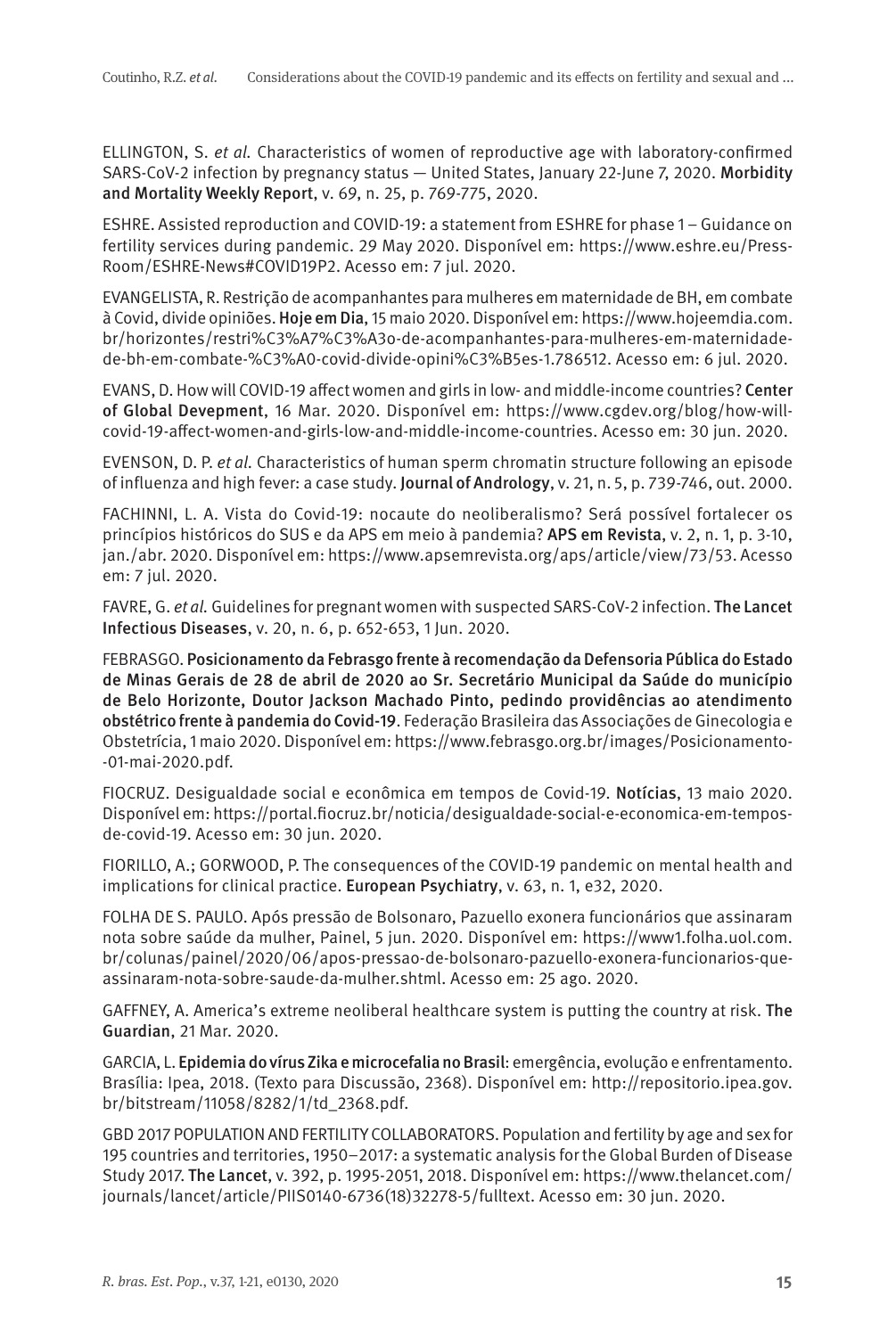ELLINGTON, S. *et al.* Characteristics of women of reproductive age with laboratory-confirmed SARS-CoV-2 infection by pregnancy status — United States, January 22-June 7, 2020. **Morbidity and Mortality Weekly Report**, v. 69, n. 25, p. 769-775, 2020.

ESHRE. Assisted reproduction and COVID-19: a statement from ESHRE for phase 1 – Guidance on fertility services during pandemic. 29 May 2020. Disponível em: https://www.eshre.eu/Press-Room/ESHRE-News#COVID19P2. Acesso em: 7 jul. 2020.

EVANGELISTA, R. Restrição de acompanhantes para mulheres em maternidade de BH, em combate à Covid, divide opiniões. **Hoje em Dia**, 15 maio 2020. Disponível em: https://www.hojeemdia.com.br/horizontes/restri%C3%A7%C3%A3o-de-acompanhantes-para-mulheres-em-maternidade-de-bh-em-combate-%C3%A0-covid-divide-opini%C3%B5es-1.786512. Acesso em: 6 jul. 2020.

EVANS, D. How will COVID-19 affect women and girls in low- and middle-income countries? **Center of Global Devepment**, 16 Mar. 2020. Disponível em: https://www.cgdev.org/blog/how-will-covid-19-affect-women-and-girls-low-and-middle-income-countries. Acesso em: 30 jun. 2020.

EVENSON, D. P. *et al.* Characteristics of human sperm chromatin structure following an episode of influenza and high fever: a case study. **Journal of Andrology**, v. 21, n. 5, p. 739-746, out. 2000.

FACHINNI, L. A. Vista do Covid-19: nocaute do neoliberalismo? Será possível fortalecer os princípios históricos do SUS e da APS em meio à pandemia? **APS em Revista**, v. 2, n. 1, p. 3-10, jan./abr. 2020. Disponível em: https://www.apsemrevista.org/aps/article/view/73/53. Acesso em: 7 jul. 2020.

FAVRE, G. *et al.* Guidelines for pregnant women with suspected SARS-CoV-2 infection. **The Lancet Infectious Diseases**, v. 20, n. 6, p. 652-653, 1 Jun. 2020.

FEBRASGO. **Posicionamento da Febrasgo frente à recomendação da Defensoria Pública do Estado de Minas Gerais de 28 de abril de 2020 ao Sr. Secretário Municipal da Saúde do município de Belo Horizonte, Doutor Jackson Machado Pinto, pedindo providências ao atendimento obstétrico frente à pandemia do Covid-19**. Federação Brasileira das Associações de Ginecologia e Obstetrícia, 1 maio 2020. Disponível em: https://www.febrasgo.org.br/images/Posicionamento--01-mai-2020.pdf.

FIOCRUZ. Desigualdade social e econômica em tempos de Covid-19. **Notícias**, 13 maio 2020. Disponível em: https://portal.fiocruz.br/noticia/desigualdade-social-e-economica-em-tempos-de-covid-19. Acesso em: 30 jun. 2020.

FIORILLO, A.; GORWOOD, P. The consequences of the COVID-19 pandemic on mental health and implications for clinical practice. **European Psychiatry**, v. 63, n. 1, e32, 2020.

FOLHA DE S. PAULO. Após pressão de Bolsonaro, Pazuello exonera funcionários que assinaram nota sobre saúde da mulher, Painel, 5 jun. 2020. Disponível em: https://www1.folha.uol.com.br/colunas/painel/2020/06/apos-pressao-de-bolsonaro-pazuello-exonera-funcionarios-que-assinaram-nota-sobre-saude-da-mulher.shtml. Acesso em: 25 ago. 2020.

GAFFNEY, A. America's extreme neoliberal healthcare system is putting the country at risk. **The Guardian**, 21 Mar. 2020.

GARCIA, L. **Epidemia do vírus Zika e microcefalia no Brasil**: emergência, evolução e enfrentamento. Brasília: Ipea, 2018. (Texto para Discussão, 2368). Disponível em: http://repositorio.ipea.gov.br/bitstream/11058/8282/1/td_2368.pdf.

GBD 2017 POPULATION AND FERTILITY COLLABORATORS. Population and fertility by age and sex for 195 countries and territories, 1950–2017: a systematic analysis for the Global Burden of Disease Study 2017. **The Lancet**, v. 392, p. 1995-2051, 2018. Disponível em: https://www.thelancet.com/journals/lancet/article/PIIS0140-6736(18)32278-5/fulltext. Acesso em: 30 jun. 2020.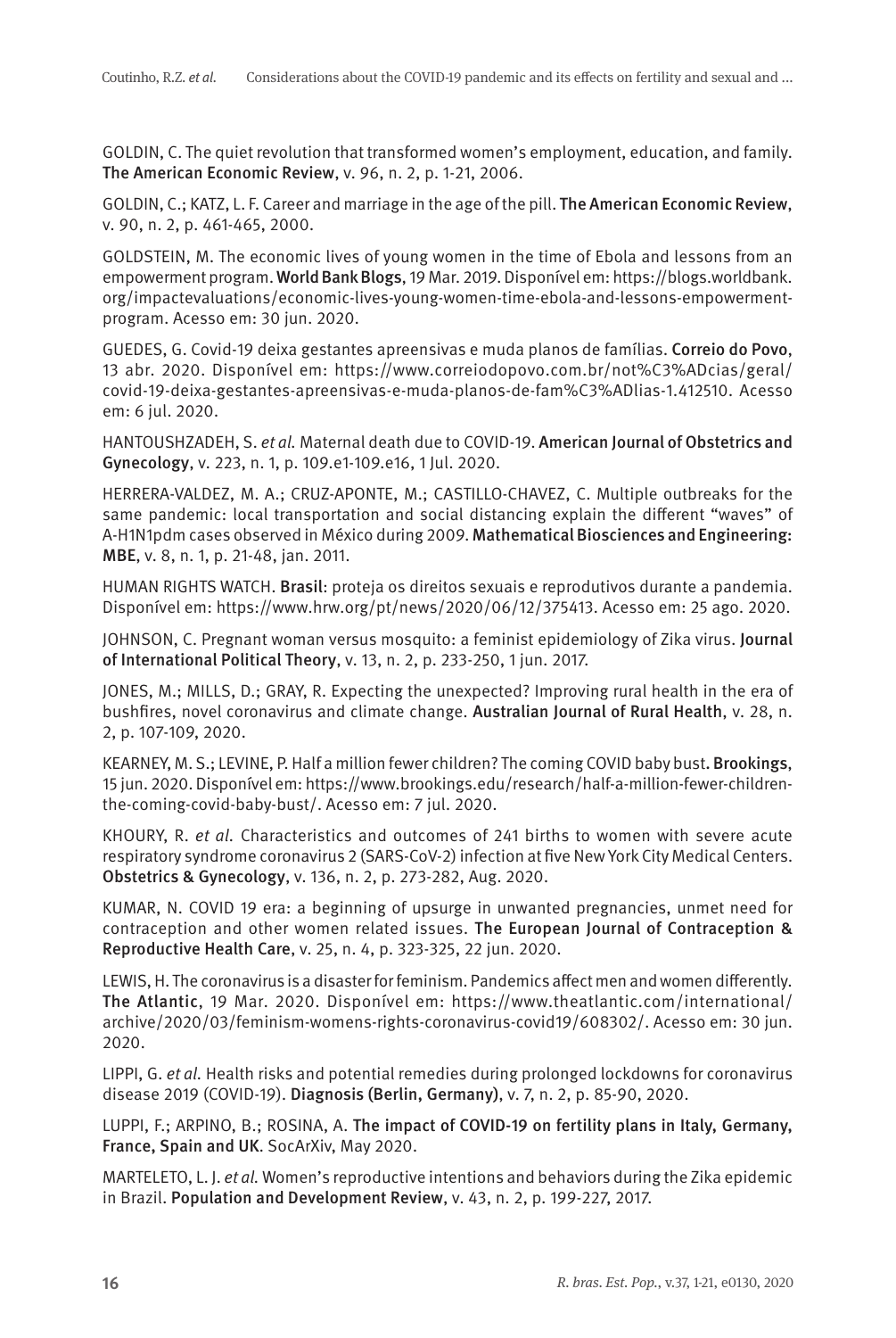GOLDIN, C. The quiet revolution that transformed women's employment, education, and family. **The American Economic Review**, v. 96, n. 2, p. 1-21, 2006.

GOLDIN, C.; KATZ, L. F. Career and marriage in the age of the pill. **The American Economic Review**, v. 90, n. 2, p. 461-465, 2000.

GOLDSTEIN, M. The economic lives of young women in the time of Ebola and lessons from an empowerment program. **World Bank Blogs**, 19 Mar. 2019. Disponível em: https://blogs.worldbank.org/impactevaluations/economic-lives-young-women-time-ebola-and-lessons-empowerment-program. Acesso em: 30 jun. 2020.

GUEDES, G. Covid-19 deixa gestantes apreensivas e muda planos de famílias. **Correio do Povo**, 13 abr. 2020. Disponível em: https://www.correiodopovo.com.br/not%C3%ADcias/geral/covid-19-deixa-gestantes-apreensivas-e-muda-planos-de-fam%C3%ADlias-1.412510. Acesso em: 6 jul. 2020.

HANTOUSHZADEH, S. *et al*. Maternal death due to COVID-19. **American Journal of Obstetrics and Gynecology**, v. 223, n. 1, p. 109.e1-109.e16, 1 Jul. 2020.

HERRERA-VALDEZ, M. A.; CRUZ-APONTE, M.; CASTILLO-CHAVEZ, C. Multiple outbreaks for the same pandemic: local transportation and social distancing explain the different "waves" of A-H1N1pdm cases observed in México during 2009. **Mathematical Biosciences and Engineering: MBE**, v. 8, n. 1, p. 21-48, jan. 2011.

HUMAN RIGHTS WATCH. **Brasil**: proteja os direitos sexuais e reprodutivos durante a pandemia. Disponível em: https://www.hrw.org/pt/news/2020/06/12/375413. Acesso em: 25 ago. 2020.

JOHNSON, C. Pregnant woman versus mosquito: a feminist epidemiology of Zika virus. **Journal of International Political Theory**, v. 13, n. 2, p. 233-250, 1 jun. 2017.

JONES, M.; MILLS, D.; GRAY, R. Expecting the unexpected? Improving rural health in the era of bushfires, novel coronavirus and climate change. **Australian Journal of Rural Health**, v. 28, n. 2, p. 107-109, 2020.

KEARNEY, M. S.; LEVINE, P. Half a million fewer children? The coming COVID baby bust. **Brookings**, 15 jun. 2020. Disponível em: https://www.brookings.edu/research/half-a-million-fewer-children-the-coming-covid-baby-bust/. Acesso em: 7 jul. 2020.

KHOURY, R. *et al*. Characteristics and outcomes of 241 births to women with severe acute respiratory syndrome coronavirus 2 (SARS-CoV-2) infection at five New York City Medical Centers. **Obstetrics & Gynecology**, v. 136, n. 2, p. 273-282, Aug. 2020.

KUMAR, N. COVID 19 era: a beginning of upsurge in unwanted pregnancies, unmet need for contraception and other women related issues. **The European Journal of Contraception & Reproductive Health Care**, v. 25, n. 4, p. 323-325, 22 jun. 2020.

LEWIS, H. The coronavirus is a disaster for feminism. Pandemics affect men and women differently. **The Atlantic**, 19 Mar. 2020. Disponível em: https://www.theatlantic.com/international/archive/2020/03/feminism-womens-rights-coronavirus-covid19/608302/. Acesso em: 30 jun. 2020.

LIPPI, G. *et al*. Health risks and potential remedies during prolonged lockdowns for coronavirus disease 2019 (COVID-19). **Diagnosis (Berlin, Germany)**, v. 7, n. 2, p. 85-90, 2020.

LUPPI, F.; ARPINO, B.; ROSINA, A. **The impact of COVID-19 on fertility plans in Italy, Germany, France, Spain and UK**. SocArXiv, May 2020.

MARTELETO, L. J. *et al*. Women's reproductive intentions and behaviors during the Zika epidemic in Brazil. **Population and Development Review**, v. 43, n. 2, p. 199-227, 2017.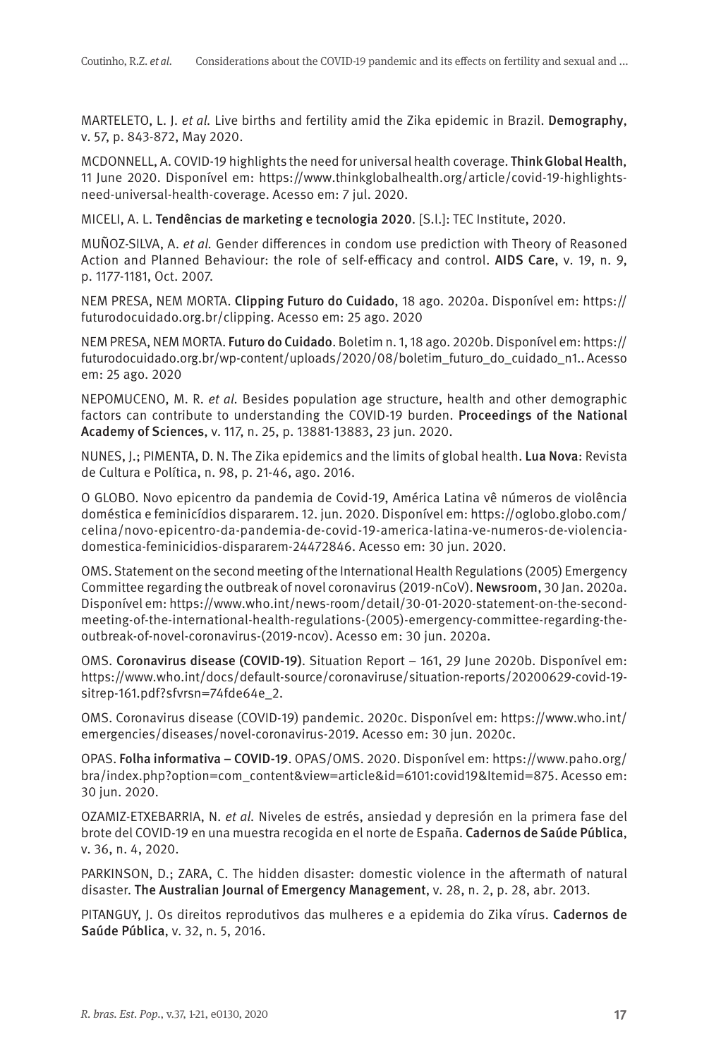MARTELETO, L. J. *et al.* Live births and fertility amid the Zika epidemic in Brazil. **Demography**, v. 57, p. 843-872, May 2020.

MCDONNELL, A. COVID-19 highlights the need for universal health coverage. **Think Global Health**, 11 June 2020. Disponível em: https://www.thinkglobalhealth.org/article/covid-19-highlights-need-universal-health-coverage. Acesso em: 7 jul. 2020.

MICELI, A. L. **Tendências de marketing e tecnologia 2020**. [S.l.]: TEC Institute, 2020.

MUÑOZ-SILVA, A. *et al.* Gender differences in condom use prediction with Theory of Reasoned Action and Planned Behaviour: the role of self-efficacy and control. **AIDS Care**, v. 19, n. 9, p. 1177-1181, Oct. 2007.

NEM PRESA, NEM MORTA. **Clipping Futuro do Cuidado**, 18 ago. 2020a. Disponível em: https://futurodocuidado.org.br/clipping. Acesso em: 25 ago. 2020

NEM PRESA, NEM MORTA. **Futuro do Cuidado**. Boletim n. 1, 18 ago. 2020b. Disponível em: https://futurodocuidado.org.br/wp-content/uploads/2020/08/boletim_futuro_do_cuidado_n1.. Acesso em: 25 ago. 2020

NEPOMUCENO, M. R. *et al.* Besides population age structure, health and other demographic factors can contribute to understanding the COVID-19 burden. **Proceedings of the National Academy of Sciences**, v. 117, n. 25, p. 13881-13883, 23 jun. 2020.

NUNES, J.; PIMENTA, D. N. The Zika epidemics and the limits of global health. **Lua Nova**: Revista de Cultura e Política, n. 98, p. 21-46, ago. 2016.

O GLOBO. Novo epicentro da pandemia de Covid-19, América Latina vê números de violência doméstica e feminicídios dispararem. 12. jun. 2020. Disponível em: https://oglobo.globo.com/celina/novo-epicentro-da-pandemia-de-covid-19-america-latina-ve-numeros-de-violencia-domestica-feminicidios-dispararem-24472846. Acesso em: 30 jun. 2020.

OMS. Statement on the second meeting of the International Health Regulations (2005) Emergency Committee regarding the outbreak of novel coronavirus (2019-nCoV). **Newsroom**, 30 Jan. 2020a. Disponível em: https://www.who.int/news-room/detail/30-01-2020-statement-on-the-second-meeting-of-the-international-health-regulations-(2005)-emergency-committee-regarding-the-outbreak-of-novel-coronavirus-(2019-ncov). Acesso em: 30 jun. 2020a.

OMS. **Coronavirus disease (COVID-19)**. Situation Report – 161, 29 June 2020b. Disponível em: https://www.who.int/docs/default-source/coronaviruse/situation-reports/20200629-covid-19-sitrep-161.pdf?sfvrsn=74fde64e_2.

OMS. Coronavirus disease (COVID-19) pandemic. 2020c. Disponível em: https://www.who.int/emergencies/diseases/novel-coronavirus-2019. Acesso em: 30 jun. 2020c.

OPAS. **Folha informativa – COVID-19**. OPAS/OMS. 2020. Disponível em: https://www.paho.org/bra/index.php?option=com_content&view=article&id=6101:covid19&Itemid=875. Acesso em: 30 jun. 2020.

OZAMIZ-ETXEBARRIA, N. *et al.* Niveles de estrés, ansiedad y depresión en la primera fase del brote del COVID-19 en una muestra recogida en el norte de España. **Cadernos de Saúde Pública**, v. 36, n. 4, 2020.

PARKINSON, D.; ZARA, C. The hidden disaster: domestic violence in the aftermath of natural disaster. **The Australian Journal of Emergency Management**, v. 28, n. 2, p. 28, abr. 2013.

PITANGUY, J. Os direitos reprodutivos das mulheres e a epidemia do Zika vírus. **Cadernos de Saúde Pública**, v. 32, n. 5, 2016.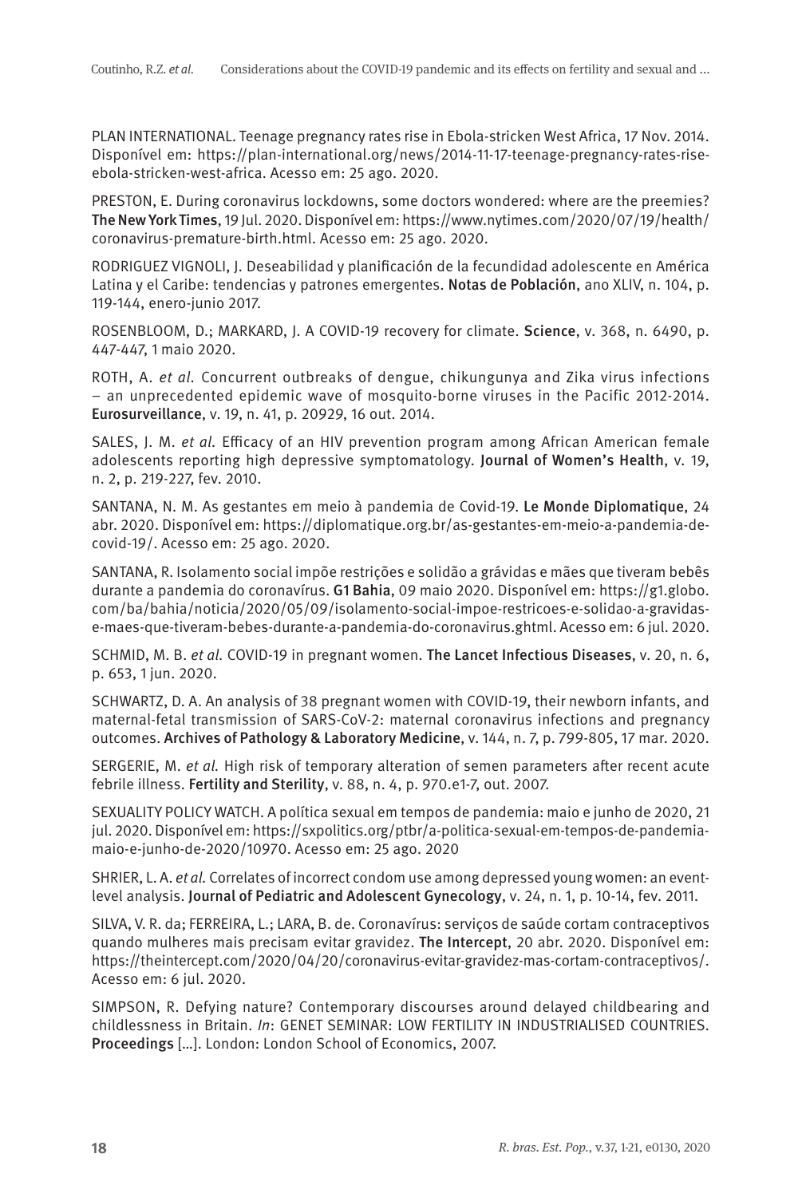PLAN INTERNATIONAL. Teenage pregnancy rates rise in Ebola-stricken West Africa, 17 Nov. 2014. Disponível em: https://plan-international.org/news/2014-11-17-teenage-pregnancy-rates-rise-ebola-stricken-west-africa. Acesso em: 25 ago. 2020.

PRESTON, E. During coronavirus lockdowns, some doctors wondered: where are the preemies? **The New York Times**, 19 Jul. 2020. Disponível em: https://www.nytimes.com/2020/07/19/health/coronavirus-premature-birth.html. Acesso em: 25 ago. 2020.

RODRIGUEZ VIGNOLI, J. Deseabilidad y planificación de la fecundidad adolescente en América Latina y el Caribe: tendencias y patrones emergentes. **Notas de Población**, ano XLIV, n. 104, p. 119-144, enero-junio 2017.

ROSENBLOOM, D.; MARKARD, J. A COVID-19 recovery for climate. **Science**, v. 368, n. 6490, p. 447-447, 1 maio 2020.

ROTH, A. *et al.* Concurrent outbreaks of dengue, chikungunya and Zika virus infections – an unprecedented epidemic wave of mosquito-borne viruses in the Pacific 2012-2014. **Eurosurveillance**, v. 19, n. 41, p. 20929, 16 out. 2014.

SALES, J. M. *et al.* Efficacy of an HIV prevention program among African American female adolescents reporting high depressive symptomatology. **Journal of Women's Health**, v. 19, n. 2, p. 219-227, fev. 2010.

SANTANA, N. M. As gestantes em meio à pandemia de Covid-19. **Le Monde Diplomatique**, 24 abr. 2020. Disponível em: https://diplomatique.org.br/as-gestantes-em-meio-a-pandemia-de-covid-19/. Acesso em: 25 ago. 2020.

SANTANA, R. Isolamento social impõe restrições e solidão a grávidas e mães que tiveram bebês durante a pandemia do coronavírus. **G1 Bahia**, 09 maio 2020. Disponível em: https://g1.globo.com/ba/bahia/noticia/2020/05/09/isolamento-social-impoe-restricoes-e-solidao-a-gravidas-e-maes-que-tiveram-bebes-durante-a-pandemia-do-coronavirus.ghtml. Acesso em: 6 jul. 2020.

SCHMID, M. B. *et al.* COVID-19 in pregnant women. **The Lancet Infectious Diseases**, v. 20, n. 6, p. 653, 1 jun. 2020.

SCHWARTZ, D. A. An analysis of 38 pregnant women with COVID-19, their newborn infants, and maternal-fetal transmission of SARS-CoV-2: maternal coronavirus infections and pregnancy outcomes. **Archives of Pathology & Laboratory Medicine**, v. 144, n. 7, p. 799-805, 17 mar. 2020.

SERGERIE, M. *et al.* High risk of temporary alteration of semen parameters after recent acute febrile illness. **Fertility and Sterility**, v. 88, n. 4, p. 970.e1-7, out. 2007.

SEXUALITY POLICY WATCH. A política sexual em tempos de pandemia: maio e junho de 2020, 21 jul. 2020. Disponível em: https://sxpolitics.org/ptbr/a-politica-sexual-em-tempos-de-pandemia-maio-e-junho-de-2020/10970. Acesso em: 25 ago. 2020

SHRIER, L. A. *et al.* Correlates of incorrect condom use among depressed young women: an event-level analysis. **Journal of Pediatric and Adolescent Gynecology**, v. 24, n. 1, p. 10-14, fev. 2011.

SILVA, V. R. da; FERREIRA, L.; LARA, B. de. Coronavírus: serviços de saúde cortam contraceptivos quando mulheres mais precisam evitar gravidez. **The Intercept**, 20 abr. 2020. Disponível em: https://theintercept.com/2020/04/20/coronavirus-evitar-gravidez-mas-cortam-contraceptivos/. Acesso em: 6 jul. 2020.

SIMPSON, R. Defying nature? Contemporary discourses around delayed childbearing and childlessness in Britain. *In*: GENET SEMINAR: LOW FERTILITY IN INDUSTRIALISED COUNTRIES. **Proceedings** [...]. London: London School of Economics, 2007.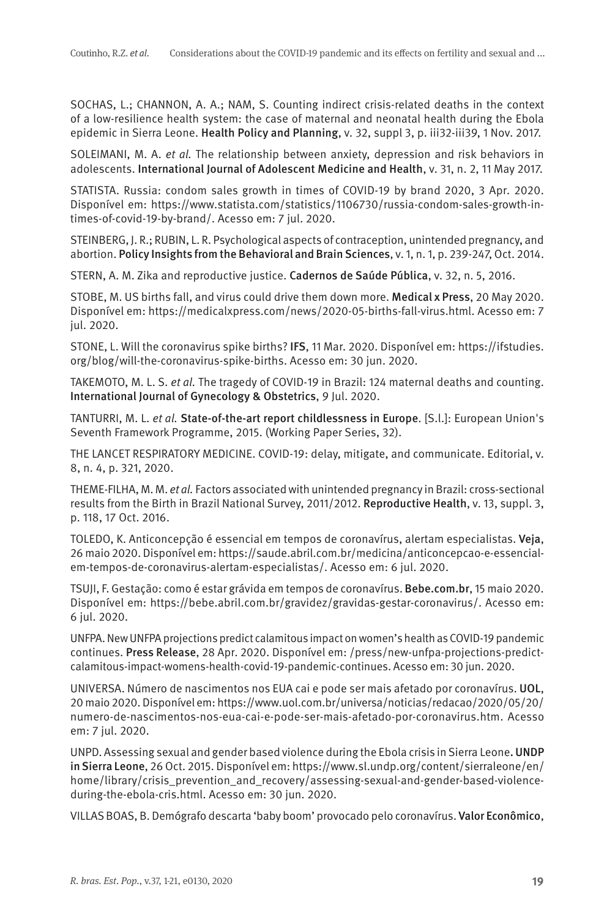SOCHAS, L.; CHANNON, A. A.; NAM, S. Counting indirect crisis-related deaths in the context of a low-resilience health system: the case of maternal and neonatal health during the Ebola epidemic in Sierra Leone. **Health Policy and Planning**, v. 32, suppl 3, p. iii32-iii39, 1 Nov. 2017.

SOLEIMANI, M. A. *et al.* The relationship between anxiety, depression and risk behaviors in adolescents. **International Journal of Adolescent Medicine and Health**, v. 31, n. 2, 11 May 2017.

STATISTA. Russia: condom sales growth in times of COVID-19 by brand 2020, 3 Apr. 2020. Disponível em: https://www.statista.com/statistics/1106730/russia-condom-sales-growth-in-times-of-covid-19-by-brand/. Acesso em: 7 jul. 2020.

STEINBERG, J. R.; RUBIN, L. R. Psychological aspects of contraception, unintended pregnancy, and abortion. **Policy Insights from the Behavioral and Brain Sciences**, v. 1, n. 1, p. 239-247, Oct. 2014.

STERN, A. M. Zika and reproductive justice. **Cadernos de Saúde Pública**, v. 32, n. 5, 2016.

STOBE, M. US births fall, and virus could drive them down more. **Medical x Press**, 20 May 2020. Disponível em: https://medicalxpress.com/news/2020-05-births-fall-virus.html. Acesso em: 7 jul. 2020.

STONE, L. Will the coronavirus spike births? **IFS**, 11 Mar. 2020. Disponível em: https://ifstudies.org/blog/will-the-coronavirus-spike-births. Acesso em: 30 jun. 2020.

TAKEMOTO, M. L. S. *et al.* The tragedy of COVID-19 in Brazil: 124 maternal deaths and counting. **International Journal of Gynecology & Obstetrics**, 9 Jul. 2020.

TANTURRI, M. L. *et al.* **State-of-the-art report childlessness in Europe**. [S.l.]: European Union's Seventh Framework Programme, 2015. (Working Paper Series, 32).

THE LANCET RESPIRATORY MEDICINE. COVID-19: delay, mitigate, and communicate. Editorial, v. 8, n. 4, p. 321, 2020.

THEME-FILHA, M. M. *et al.* Factors associated with unintended pregnancy in Brazil: cross-sectional results from the Birth in Brazil National Survey, 2011/2012. **Reproductive Health**, v. 13, suppl. 3, p. 118, 17 Oct. 2016.

TOLEDO, K. Anticoncepção é essencial em tempos de coronavírus, alertam especialistas. **Veja**, 26 maio 2020. Disponível em: https://saude.abril.com.br/medicina/anticoncepcao-e-essencial-em-tempos-de-coronavirus-alertam-especialistas/. Acesso em: 6 jul. 2020.

TSUJI, F. Gestação: como é estar grávida em tempos de coronavírus. **Bebe.com.br**, 15 maio 2020. Disponível em: https://bebe.abril.com.br/gravidez/gravidas-gestar-coronavirus/. Acesso em: 6 jul. 2020.

UNFPA. New UNFPA projections predict calamitous impact on women's health as COVID-19 pandemic continues. **Press Release**, 28 Apr. 2020. Disponível em: /press/new-unfpa-projections-predict-calamitous-impact-womens-health-covid-19-pandemic-continues. Acesso em: 30 jun. 2020.

UNIVERSA. Número de nascimentos nos EUA cai e pode ser mais afetado por coronavírus. **UOL**, 20 maio 2020. Disponível em: https://www.uol.com.br/universa/noticias/redacao/2020/05/20/numero-de-nascimentos-nos-eua-cai-e-pode-ser-mais-afetado-por-coronavirus.htm. Acesso em: 7 jul. 2020.

UNPD. Assessing sexual and gender based violence during the Ebola crisis in Sierra Leone**. UNDP in Sierra Leone**, 26 Oct. 2015. Disponível em: https://www.sl.undp.org/content/sierraleone/en/home/library/crisis_prevention_and_recovery/assessing-sexual-and-gender-based-violence-during-the-ebola-cris.html. Acesso em: 30 jun. 2020.

VILLAS BOAS, B. Demógrafo descarta 'baby boom' provocado pelo coronavírus. **Valor Econômico**,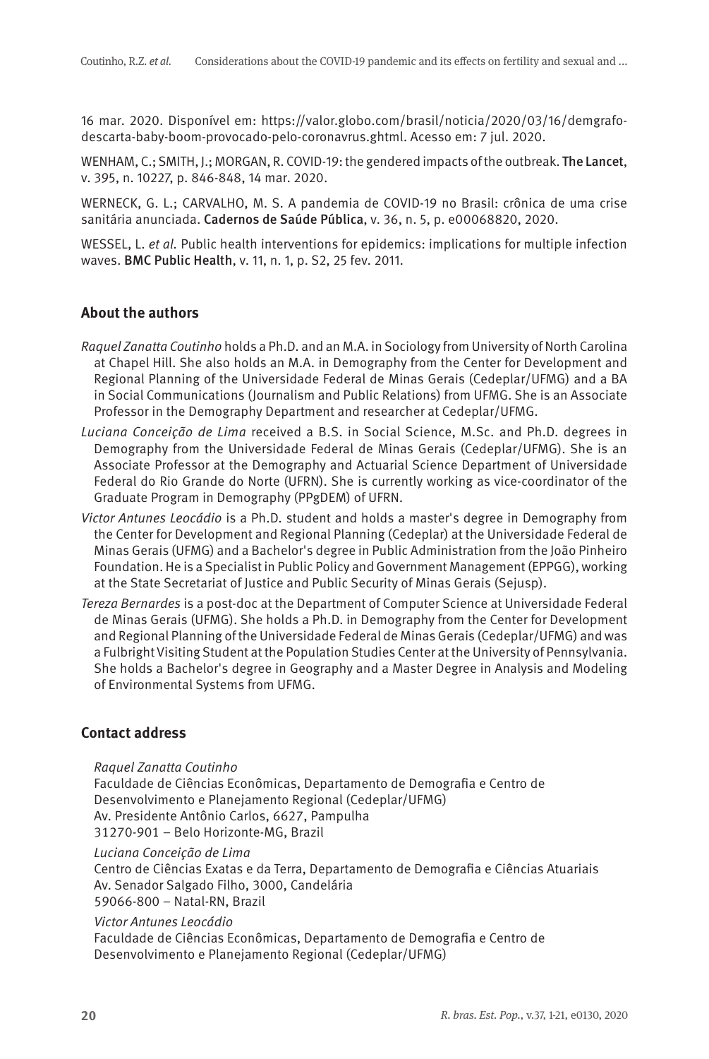16 mar. 2020. Disponível em: https://valor.globo.com/brasil/noticia/2020/03/16/demgrafo-descarta-baby-boom-provocado-pelo-coronavrus.ghtml. Acesso em: 7 jul. 2020.

WENHAM, C.; SMITH, J.; MORGAN, R. COVID-19: the gendered impacts of the outbreak. **The Lancet**, v. 395, n. 10227, p. 846-848, 14 mar. 2020.

WERNECK, G. L.; CARVALHO, M. S. A pandemia de COVID-19 no Brasil: crônica de uma crise sanitária anunciada. **Cadernos de Saúde Pública**, v. 36, n. 5, p. e00068820, 2020.

WESSEL, L. *et al.* Public health interventions for epidemics: implications for multiple infection waves. **BMC Public Health**, v. 11, n. 1, p. S2, 25 fev. 2011.

## About the authors

*Raquel Zanatta Coutinho* holds a Ph.D. and an M.A. in Sociology from University of North Carolina at Chapel Hill. She also holds an M.A. in Demography from the Center for Development and Regional Planning of the Universidade Federal de Minas Gerais (Cedeplar/UFMG) and a BA in Social Communications (Journalism and Public Relations) from UFMG. She is an Associate Professor in the Demography Department and researcher at Cedeplar/UFMG.

*Luciana Conceição de Lima* received a B.S. in Social Science, M.Sc. and Ph.D. degrees in Demography from the Universidade Federal de Minas Gerais (Cedeplar/UFMG). She is an Associate Professor at the Demography and Actuarial Science Department of Universidade Federal do Rio Grande do Norte (UFRN). She is currently working as vice-coordinator of the Graduate Program in Demography (PPgDEM) of UFRN.

*Victor Antunes Leocádio* is a Ph.D. student and holds a master's degree in Demography from the Center for Development and Regional Planning (Cedeplar) at the Universidade Federal de Minas Gerais (UFMG) and a Bachelor's degree in Public Administration from the João Pinheiro Foundation. He is a Specialist in Public Policy and Government Management (EPPGG), working at the State Secretariat of Justice and Public Security of Minas Gerais (Sejusp).

*Tereza Bernardes* is a post-doc at the Department of Computer Science at Universidade Federal de Minas Gerais (UFMG). She holds a Ph.D. in Demography from the Center for Development and Regional Planning of the Universidade Federal de Minas Gerais (Cedeplar/UFMG) and was a Fulbright Visiting Student at the Population Studies Center at the University of Pennsylvania. She holds a Bachelor's degree in Geography and a Master Degree in Analysis and Modeling of Environmental Systems from UFMG.

## Contact address

*Raquel Zanatta Coutinho*
Faculdade de Ciências Econômicas, Departamento de Demografia e Centro de Desenvolvimento e Planejamento Regional (Cedeplar/UFMG)
Av. Presidente Antônio Carlos, 6627, Pampulha
31270-901 – Belo Horizonte-MG, Brazil

*Luciana Conceição de Lima*
Centro de Ciências Exatas e da Terra, Departamento de Demografia e Ciências Atuariais
Av. Senador Salgado Filho, 3000, Candelária
59066-800 – Natal-RN, Brazil

*Victor Antunes Leocádio*
Faculdade de Ciências Econômicas, Departamento de Demografia e Centro de Desenvolvimento e Planejamento Regional (Cedeplar/UFMG)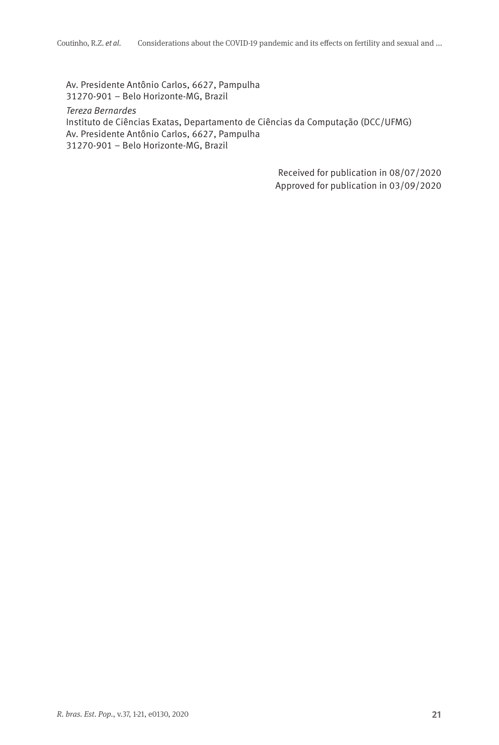Av. Presidente Antônio Carlos, 6627, Pampulha
31270-901 – Belo Horizonte-MG, Brazil

*Tereza Bernardes*
Instituto de Ciências Exatas, Departamento de Ciências da Computação (DCC/UFMG)
Av. Presidente Antônio Carlos, 6627, Pampulha
31270-901 – Belo Horizonte-MG, Brazil

Received for publication in 08/07/2020
Approved for publication in 03/09/2020